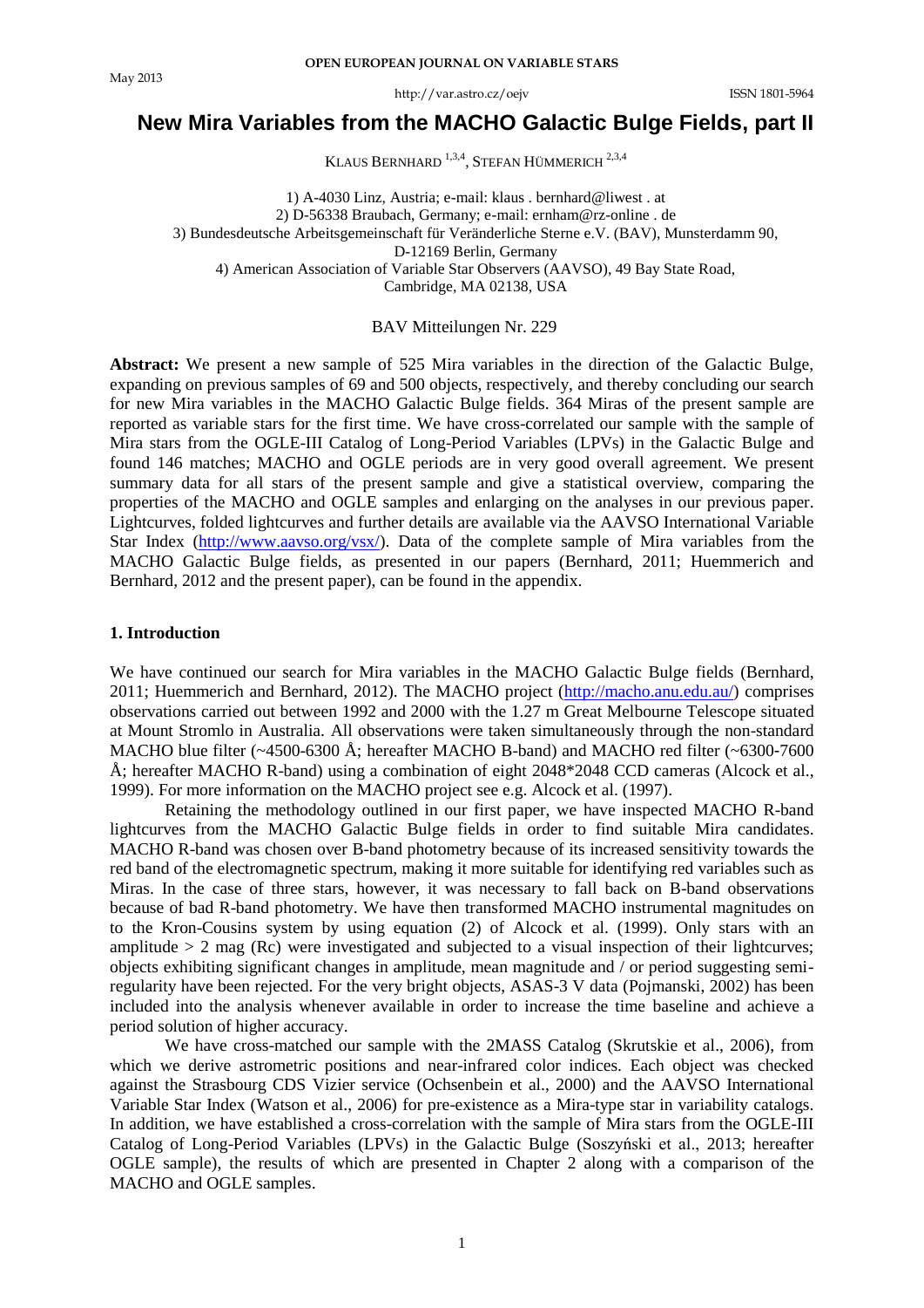# New Mira Variables from the MACHO Galactic Bulge Fields, part II

KLAUS BERNHARD [1,3,4], STEFAN HÜMMERICH [2,3,4]

1) A-4030 Linz, Austria; e-mail: klaus . bernhard@liwest . at
2) D-56338 Braubach, Germany; e-mail: ernham@rz-online . de
3) Bundesdeutsche Arbeitsgemeinschaft für Veränderliche Sterne e.V. (BAV), Munsterdamm 90, D-12169 Berlin, Germany
4) American Association of Variable Star Observers (AAVSO), 49 Bay State Road, Cambridge, MA 02138, USA

BAV Mitteilungen Nr. 229

**Abstract:** We present a new sample of 525 Mira variables in the direction of the Galactic Bulge, expanding on previous samples of 69 and 500 objects, respectively, and thereby concluding our search for new Mira variables in the MACHO Galactic Bulge fields. 364 Miras of the present sample are reported as variable stars for the first time. We have cross-correlated our sample with the sample of Mira stars from the OGLE-III Catalog of Long-Period Variables (LPVs) in the Galactic Bulge and found 146 matches; MACHO and OGLE periods are in very good overall agreement. We present summary data for all stars of the present sample and give a statistical overview, comparing the properties of the MACHO and OGLE samples and enlarging on the analyses in our previous paper. Lightcurves, folded lightcurves and further details are available via the AAVSO International Variable Star Index (http://www.aavso.org/vsx/). Data of the complete sample of Mira variables from the MACHO Galactic Bulge fields, as presented in our papers (Bernhard, 2011; Huemmerich and Bernhard, 2012 and the present paper), can be found in the appendix.

## 1. Introduction

We have continued our search for Mira variables in the MACHO Galactic Bulge fields (Bernhard, 2011; Huemmerich and Bernhard, 2012). The MACHO project (http://macho.anu.edu.au/) comprises observations carried out between 1992 and 2000 with the 1.27 m Great Melbourne Telescope situated at Mount Stromlo in Australia. All observations were taken simultaneously through the non-standard MACHO blue filter (~4500-6300 Å; hereafter MACHO B-band) and MACHO red filter (~6300-7600 Å; hereafter MACHO R-band) using a combination of eight 2048*2048 CCD cameras (Alcock et al., 1999). For more information on the MACHO project see e.g. Alcock et al. (1997).

Retaining the methodology outlined in our first paper, we have inspected MACHO R-band lightcurves from the MACHO Galactic Bulge fields in order to find suitable Mira candidates. MACHO R-band was chosen over B-band photometry because of its increased sensitivity towards the red band of the electromagnetic spectrum, making it more suitable for identifying red variables such as Miras. In the case of three stars, however, it was necessary to fall back on B-band observations because of bad R-band photometry. We have then transformed MACHO instrumental magnitudes on to the Kron-Cousins system by using equation (2) of Alcock et al. (1999). Only stars with an amplitude > 2 mag (Rc) were investigated and subjected to a visual inspection of their lightcurves; objects exhibiting significant changes in amplitude, mean magnitude and / or period suggesting semi-regularity have been rejected. For the very bright objects, ASAS-3 V data (Pojmanski, 2002) has been included into the analysis whenever available in order to increase the time baseline and achieve a period solution of higher accuracy.

We have cross-matched our sample with the 2MASS Catalog (Skrutskie et al., 2006), from which we derive astrometric positions and near-infrared color indices. Each object was checked against the Strasbourg CDS Vizier service (Ochsenbein et al., 2000) and the AAVSO International Variable Star Index (Watson et al., 2006) for pre-existence as a Mira-type star in variability catalogs. In addition, we have established a cross-correlation with the sample of Mira stars from the OGLE-III Catalog of Long-Period Variables (LPVs) in the Galactic Bulge (Soszyński et al., 2013; hereafter OGLE sample), the results of which are presented in Chapter 2 along with a comparison of the MACHO and OGLE samples.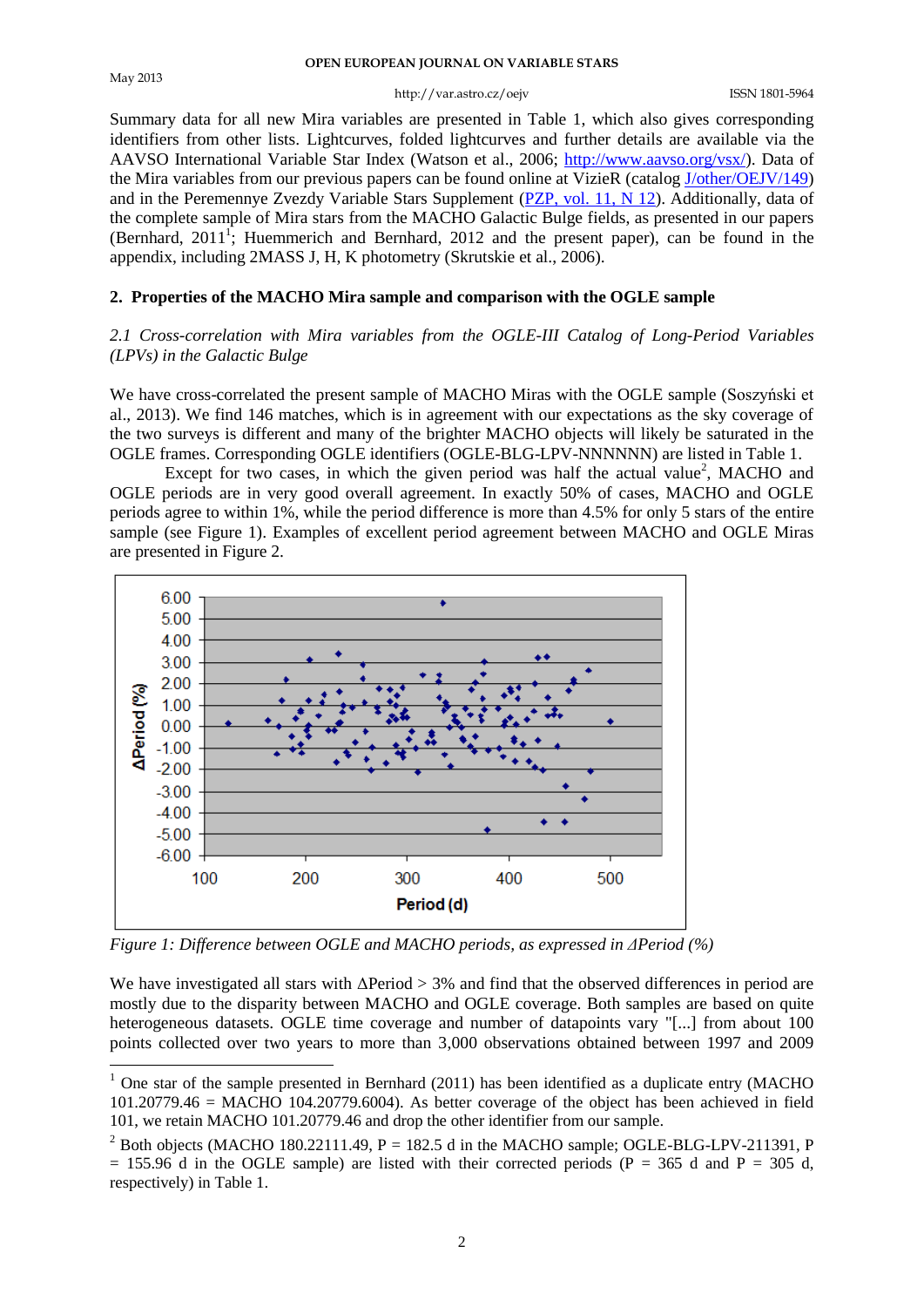Summary data for all new Mira variables are presented in Table 1, which also gives corresponding identifiers from other lists. Lightcurves, folded lightcurves and further details are available via the AAVSO International Variable Star Index (Watson et al., 2006; http://www.aavso.org/vsx/). Data of the Mira variables from our previous papers can be found online at VizieR (catalog J/other/OEJV/149) and in the Peremennye Zvezdy Variable Stars Supplement (PZP, vol. 11, N 12). Additionally, data of the complete sample of Mira stars from the MACHO Galactic Bulge fields, as presented in our papers (Bernhard, 2011[1]; Huemmerich and Bernhard, 2012 and the present paper), can be found in the appendix, including 2MASS J, H, K photometry (Skrutskie et al., 2006).

## 2. Properties of the MACHO Mira sample and comparison with the OGLE sample

### *2.1 Cross-correlation with Mira variables from the OGLE-III Catalog of Long-Period Variables (LPVs) in the Galactic Bulge*

We have cross-correlated the present sample of MACHO Miras with the OGLE sample (Soszyński et al., 2013). We find 146 matches, which is in agreement with our expectations as the sky coverage of the two surveys is different and many of the brighter MACHO objects will likely be saturated in the OGLE frames. Corresponding OGLE identifiers (OGLE-BLG-LPV-NNNNNN) are listed in Table 1.

Except for two cases, in which the given period was half the actual value[2], MACHO and OGLE periods are in very good overall agreement. In exactly 50% of cases, MACHO and OGLE periods agree to within 1%, while the period difference is more than 4.5% for only 5 stars of the entire sample (see Figure 1). Examples of excellent period agreement between MACHO and OGLE Miras are presented in Figure 2.

*Figure 1: Difference between OGLE and MACHO periods, as expressed in ΔPeriod (%)*

We have investigated all stars with ΔPeriod > 3% and find that the observed differences in period are mostly due to the disparity between MACHO and OGLE coverage. Both samples are based on quite heterogeneous datasets. OGLE time coverage and number of datapoints vary "[...] from about 100 points collected over two years to more than 3,000 observations obtained between 1997 and 2009

---

[1] One star of the sample presented in Bernhard (2011) has been identified as a duplicate entry (MACHO 101.20779.46 = MACHO 104.20779.6004). As better coverage of the object has been achieved in field 101, we retain MACHO 101.20779.46 and drop the other identifier from our sample.

[2] Both objects (MACHO 180.22111.49, P = 182.5 d in the MACHO sample; OGLE-BLG-LPV-211391, P = 155.96 d in the OGLE sample) are listed with their corrected periods (P = 365 d and P = 305 d, respectively) in Table 1.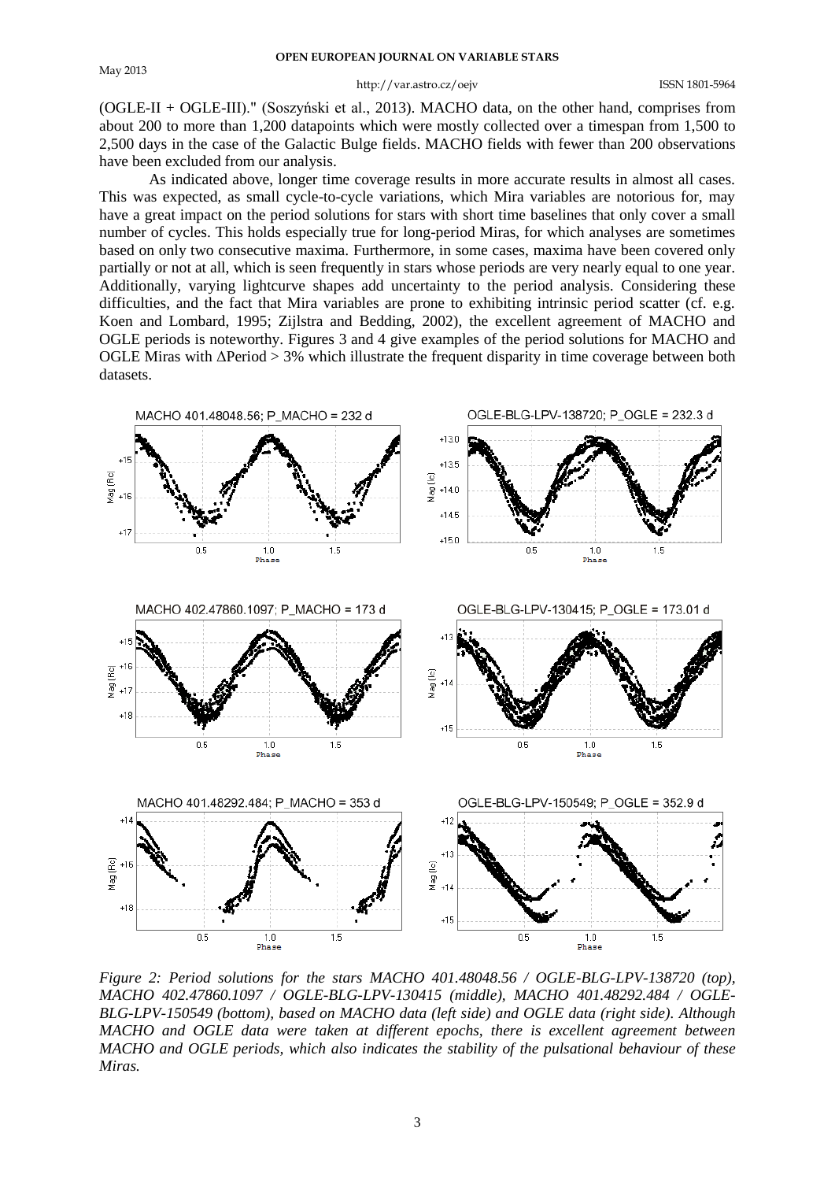(OGLE-II + OGLE-III)." (Soszyński et al., 2013). MACHO data, on the other hand, comprises from about 200 to more than 1,200 datapoints which were mostly collected over a timespan from 1,500 to 2,500 days in the case of the Galactic Bulge fields. MACHO fields with fewer than 200 observations have been excluded from our analysis.

As indicated above, longer time coverage results in more accurate results in almost all cases. This was expected, as small cycle-to-cycle variations, which Mira variables are notorious for, may have a great impact on the period solutions for stars with short time baselines that only cover a small number of cycles. This holds especially true for long-period Miras, for which analyses are sometimes based on only two consecutive maxima. Furthermore, in some cases, maxima have been covered only partially or not at all, which is seen frequently in stars whose periods are very nearly equal to one year. Additionally, varying lightcurve shapes add uncertainty to the period analysis. Considering these difficulties, and the fact that Mira variables are prone to exhibiting intrinsic period scatter (cf. e.g. Koen and Lombard, 1995; Zijlstra and Bedding, 2002), the excellent agreement of MACHO and OGLE periods is noteworthy. Figures 3 and 4 give examples of the period solutions for MACHO and OGLE Miras with ΔPeriod > 3% which illustrate the frequent disparity in time coverage between both datasets.

*Figure 2: Period solutions for the stars MACHO 401.48048.56 / OGLE-BLG-LPV-138720 (top), MACHO 402.47860.1097 / OGLE-BLG-LPV-130415 (middle), MACHO 401.48292.484 / OGLE-BLG-LPV-150549 (bottom), based on MACHO data (left side) and OGLE data (right side). Although MACHO and OGLE data were taken at different epochs, there is excellent agreement between MACHO and OGLE periods, which also indicates the stability of the pulsational behaviour of these Miras.*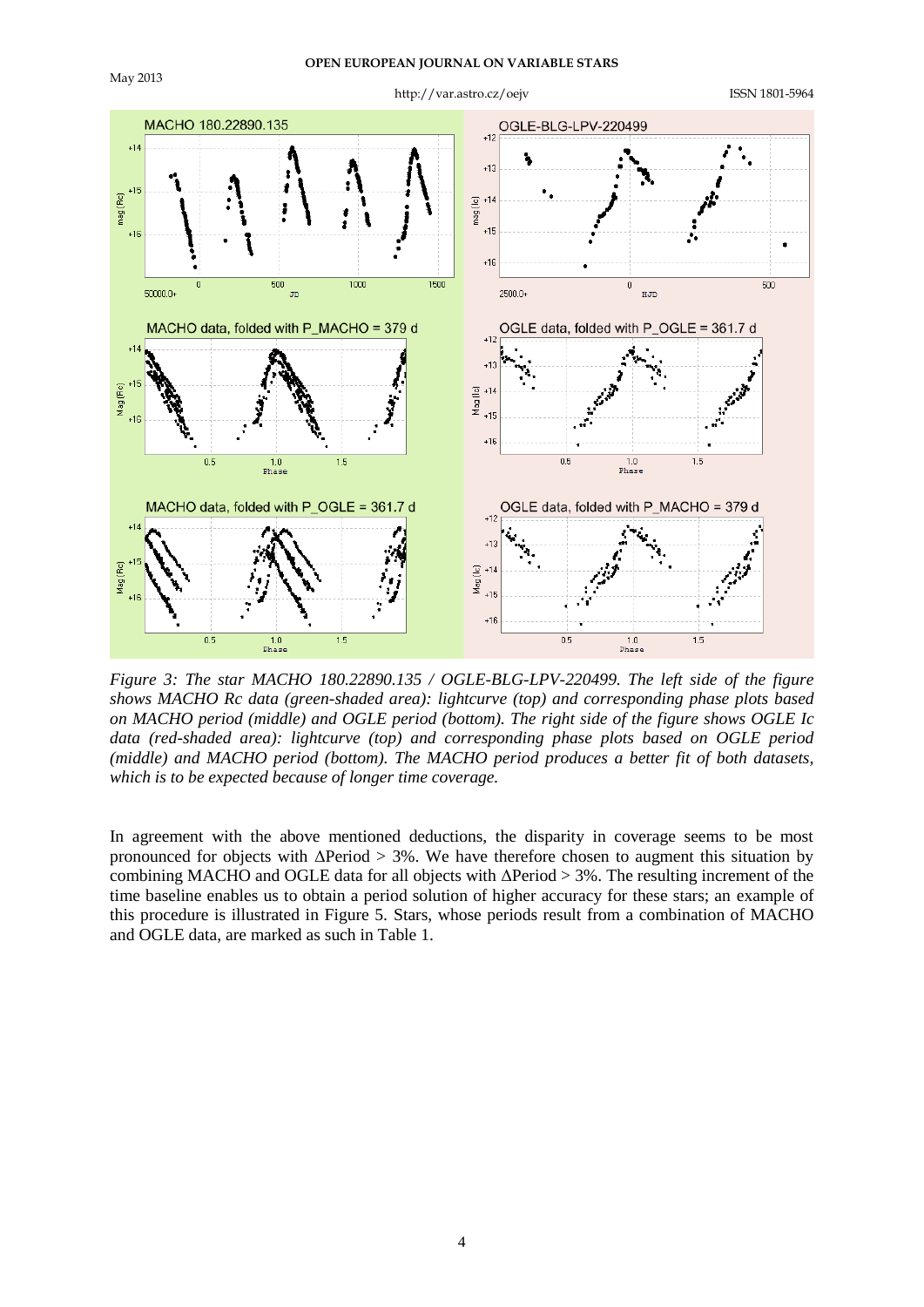*Figure 3: The star MACHO 180.22890.135 / OGLE-BLG-LPV-220499. The left side of the figure shows MACHO Rc data (green-shaded area): lightcurve (top) and corresponding phase plots based on MACHO period (middle) and OGLE period (bottom). The right side of the figure shows OGLE Ic data (red-shaded area): lightcurve (top) and corresponding phase plots based on OGLE period (middle) and MACHO period (bottom). The MACHO period produces a better fit of both datasets, which is to be expected because of longer time coverage.*

In agreement with the above mentioned deductions, the disparity in coverage seems to be most pronounced for objects with ΔPeriod > 3%. We have therefore chosen to augment this situation by combining MACHO and OGLE data for all objects with ΔPeriod > 3%. The resulting increment of the time baseline enables us to obtain a period solution of higher accuracy for these stars; an example of this procedure is illustrated in Figure 5. Stars, whose periods result from a combination of MACHO and OGLE data, are marked as such in Table 1.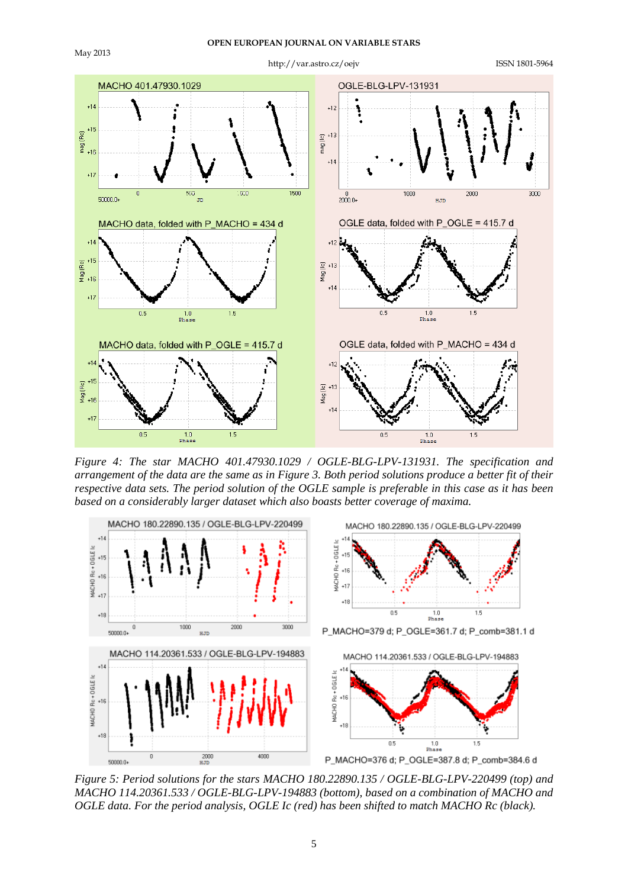*Figure 4: The star MACHO 401.47930.1029 / OGLE-BLG-LPV-131931. The specification and arrangement of the data are the same as in Figure 3. Both period solutions produce a better fit of their respective data sets. The period solution of the OGLE sample is preferable in this case as it has been based on a considerably larger dataset which also boasts better coverage of maxima.*

*Figure 5: Period solutions for the stars MACHO 180.22890.135 / OGLE-BLG-LPV-220499 (top) and MACHO 114.20361.533 / OGLE-BLG-LPV-194883 (bottom), based on a combination of MACHO and OGLE data. For the period analysis, OGLE Ic (red) has been shifted to match MACHO Rc (black).*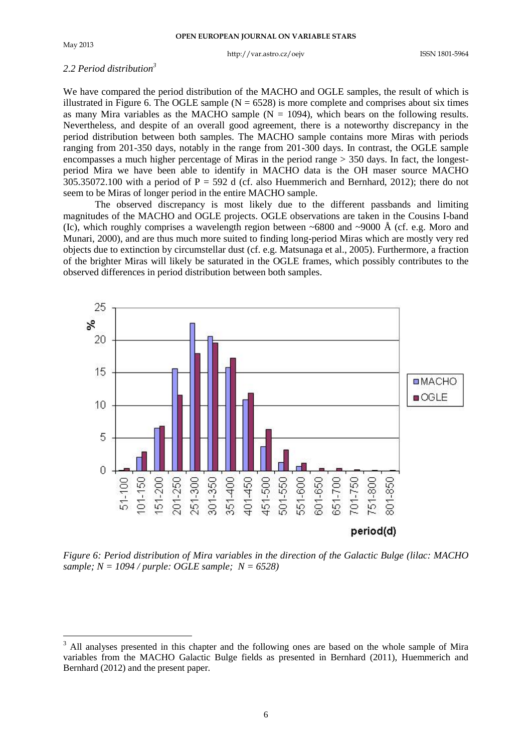### *2.2 Period distribution*[3]

We have compared the period distribution of the MACHO and OGLE samples, the result of which is illustrated in Figure 6. The OGLE sample (N = 6528) is more complete and comprises about six times as many Mira variables as the MACHO sample (N = 1094), which bears on the following results. Nevertheless, and despite of an overall good agreement, there is a noteworthy discrepancy in the period distribution between both samples. The MACHO sample contains more Miras with periods ranging from 201-350 days, notably in the range from 201-300 days. In contrast, the OGLE sample encompasses a much higher percentage of Miras in the period range > 350 days. In fact, the longest-period Mira we have been able to identify in MACHO data is the OH maser source MACHO 305.35072.100 with a period of P = 592 d (cf. also Huemmerich and Bernhard, 2012); there do not seem to be Miras of longer period in the entire MACHO sample.

The observed discrepancy is most likely due to the different passbands and limiting magnitudes of the MACHO and OGLE projects. OGLE observations are taken in the Cousins I-band (Ic), which roughly comprises a wavelength region between ~6800 and ~9000 Å (cf. e.g. Moro and Munari, 2000), and are thus much more suited to finding long-period Miras which are mostly very red objects due to extinction by circumstellar dust (cf. e.g. Matsunaga et al., 2005). Furthermore, a fraction of the brighter Miras will likely be saturated in the OGLE frames, which possibly contributes to the observed differences in period distribution between both samples.

*Figure 6: Period distribution of Mira variables in the direction of the Galactic Bulge (lilac: MACHO sample; N = 1094 / purple: OGLE sample; N = 6528)*

[3] All analyses presented in this chapter and the following ones are based on the whole sample of Mira variables from the MACHO Galactic Bulge fields as presented in Bernhard (2011), Huemmerich and Bernhard (2012) and the present paper.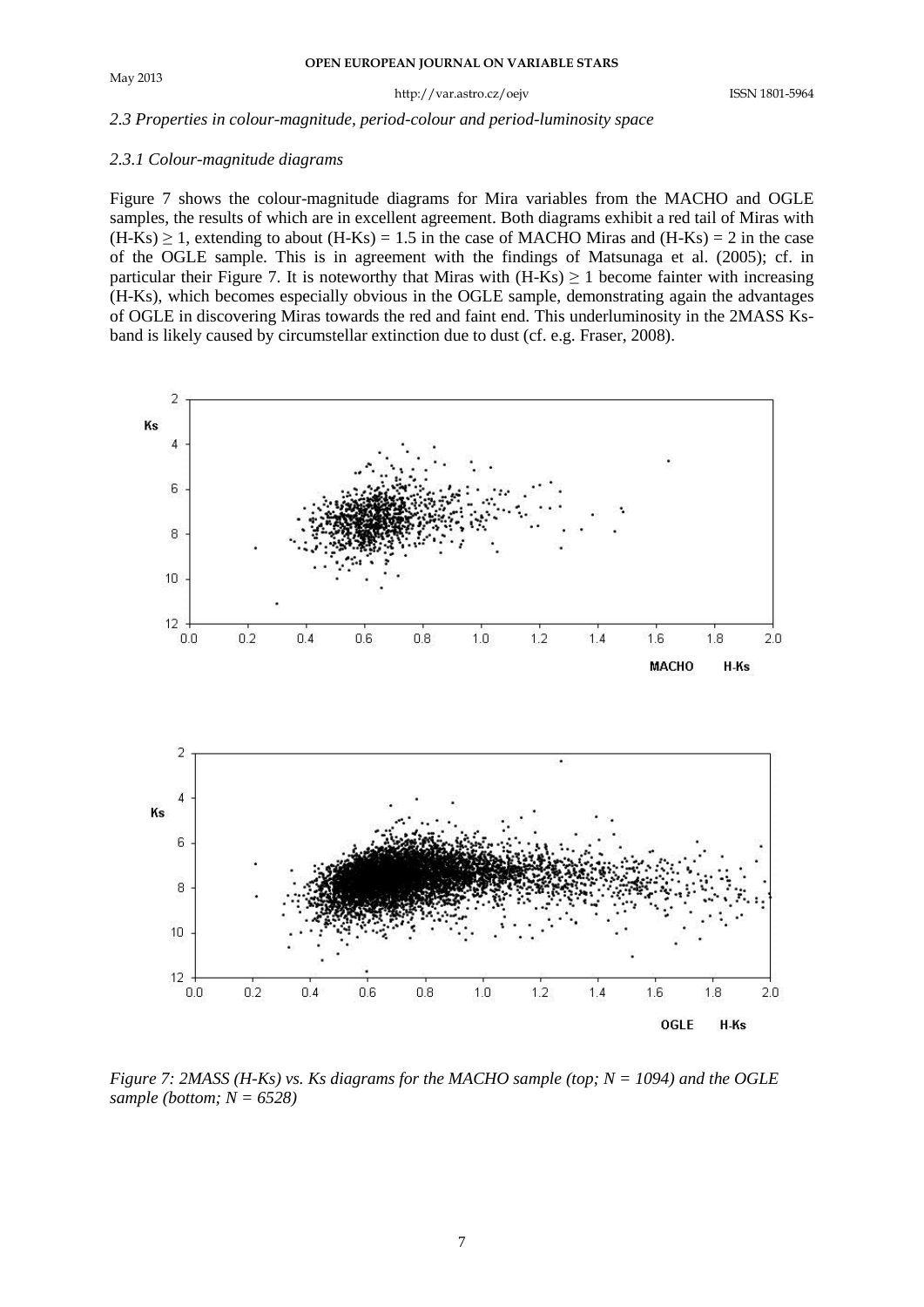### *2.3 Properties in colour-magnitude, period-colour and period-luminosity space*

#### *2.3.1 Colour-magnitude diagrams*

Figure 7 shows the colour-magnitude diagrams for Mira variables from the MACHO and OGLE samples, the results of which are in excellent agreement. Both diagrams exhibit a red tail of Miras with (H-Ks) $\geq 1$, extending to about (H-Ks) = 1.5 in the case of MACHO Miras and (H-Ks) = 2 in the case of the OGLE sample. This is in agreement with the findings of Matsunaga et al. (2005); cf. in particular their Figure 7. It is noteworthy that Miras with (H-Ks) $\geq 1$ become fainter with increasing (H-Ks), which becomes especially obvious in the OGLE sample, demonstrating again the advantages of OGLE in discovering Miras towards the red and faint end. This underluminosity in the 2MASS Ks-band is likely caused by circumstellar extinction due to dust (cf. e.g. Fraser, 2008).

*Figure 7: 2MASS (H-Ks) vs. Ks diagrams for the MACHO sample (top; N = 1094) and the OGLE sample (bottom; N = 6528)*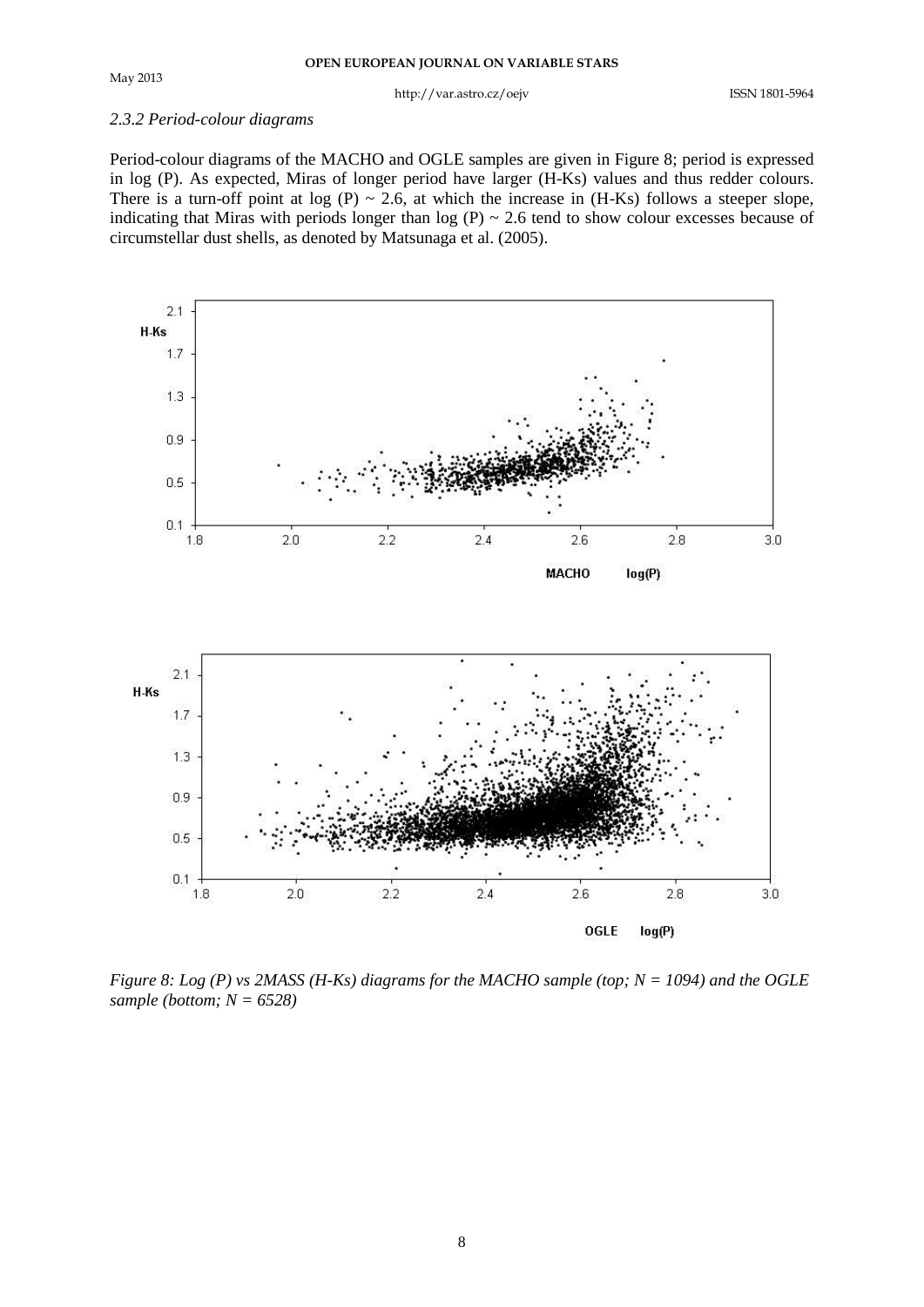### *2.3.2 Period-colour diagrams*

Period-colour diagrams of the MACHO and OGLE samples are given in Figure 8; period is expressed in log (P). As expected, Miras of longer period have larger (H-Ks) values and thus redder colours. There is a turn-off point at log (P) ~ 2.6, at which the increase in (H-Ks) follows a steeper slope, indicating that Miras with periods longer than log (P) ~ 2.6 tend to show colour excesses because of circumstellar dust shells, as denoted by Matsunaga et al. (2005).

*Figure 8: Log (P) vs 2MASS (H-Ks) diagrams for the MACHO sample (top; N = 1094) and the OGLE sample (bottom; N = 6528)*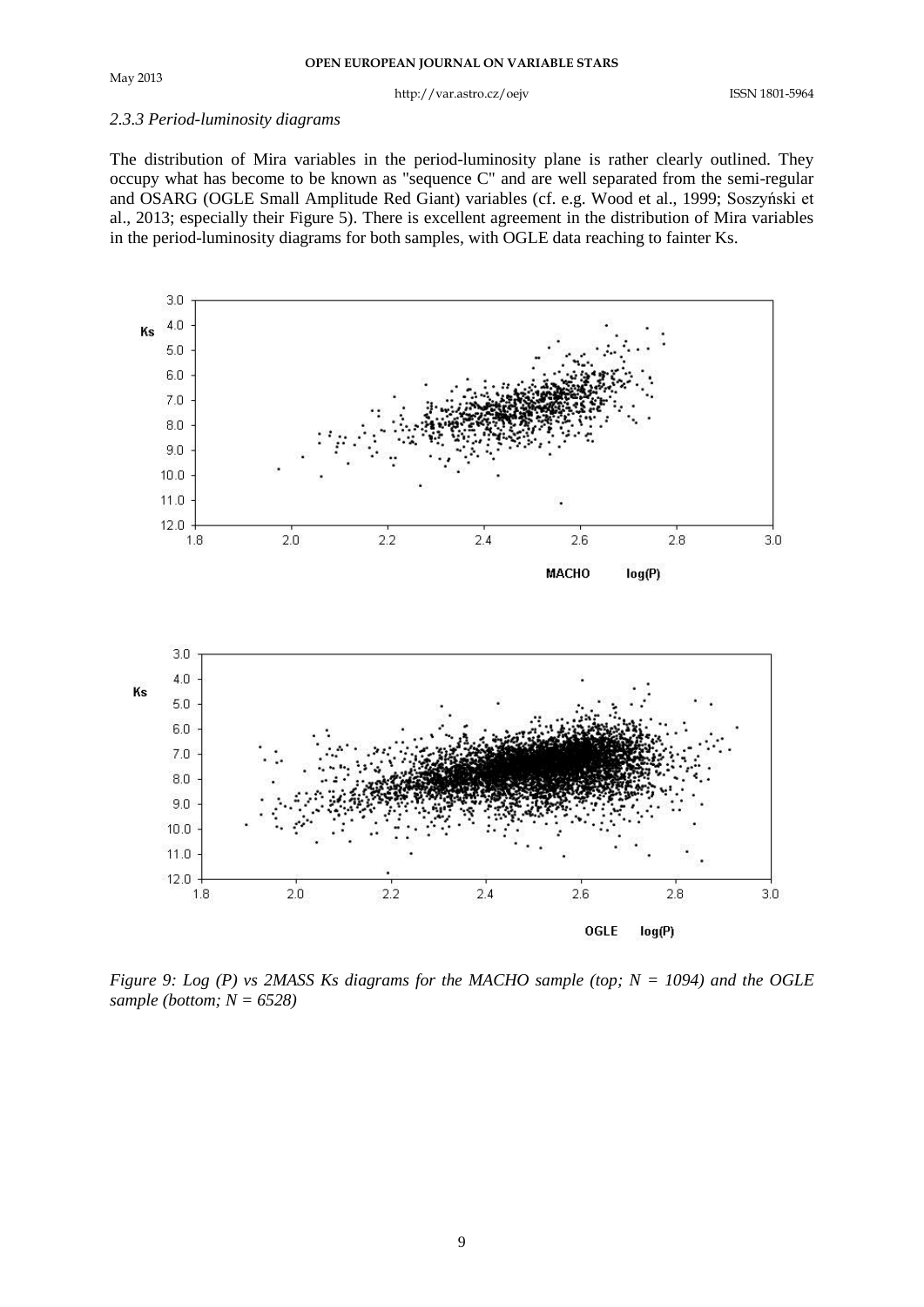### 2.3.3 Period-luminosity diagrams

The distribution of Mira variables in the period-luminosity plane is rather clearly outlined. They occupy what has become to be known as "sequence C" and are well separated from the semi-regular and OSARG (OGLE Small Amplitude Red Giant) variables (cf. e.g. Wood et al., 1999; Soszyński et al., 2013; especially their Figure 5). There is excellent agreement in the distribution of Mira variables in the period-luminosity diagrams for both samples, with OGLE data reaching to fainter Ks.

*Figure 9: Log (P) vs 2MASS Ks diagrams for the MACHO sample (top; N = 1094) and the OGLE sample (bottom; N = 6528)*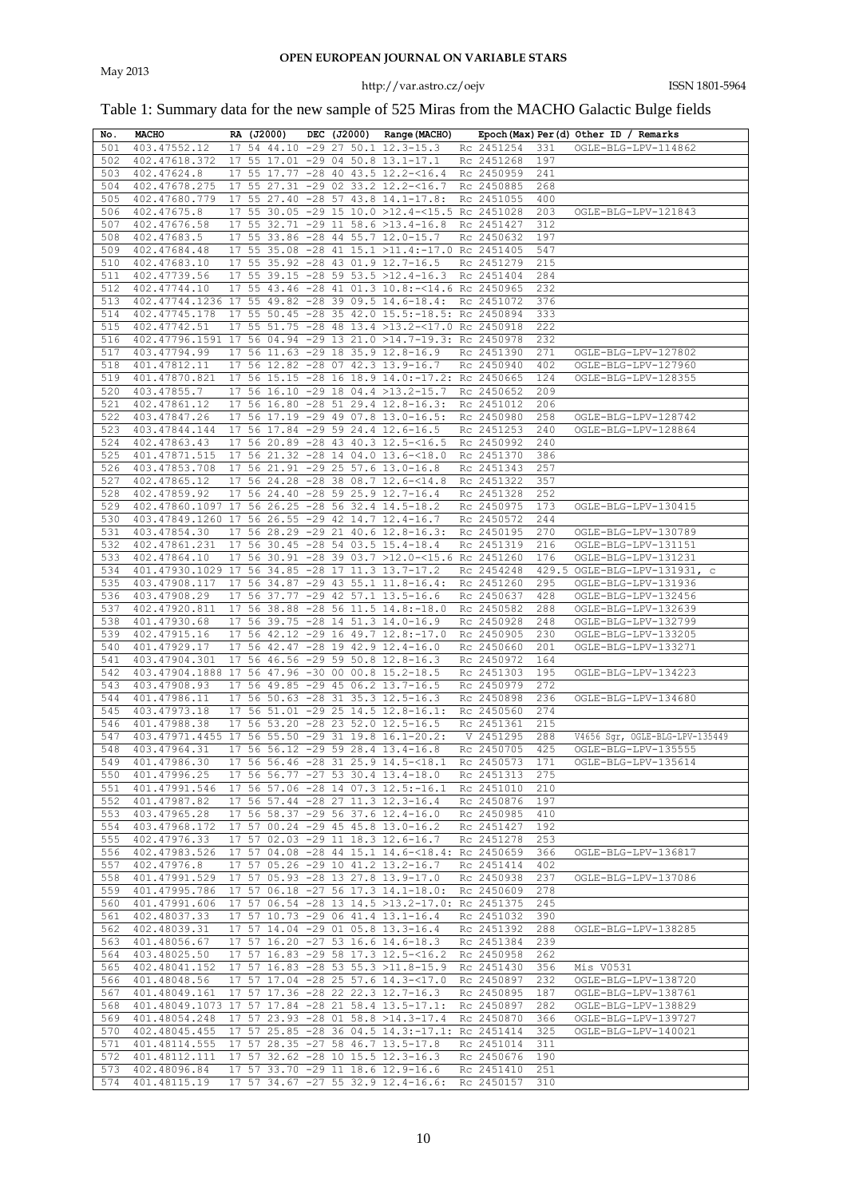Table 1: Summary data for the new sample of 525 Miras from the MACHO Galactic Bulge fields

| No. | MACHO | RA (J2000) | DEC (J2000) | Range(MACHO) | Epoch(Max) | Per(d) | Other ID / Remarks |
|---|---|---|---|---|---|---|---|
| 501 | 403.47552.12 | 17 54 44.10 | -29 27 50.1 | 12.3-15.3 | Rc 2451254 | 331 | OGLE-BLG-LPV-114862 |
| 502 | 402.47618.372 | 17 55 17.01 | -29 04 50.8 | 13.1-17.1 | Rc 2451268 | 197 | |
| 503 | 402.47624.8 | 17 55 17.77 | -28 40 43.5 | 12.2-<16.4 | Rc 2450959 | 241 | |
| 504 | 402.47678.275 | 17 55 27.31 | -29 02 33.2 | 12.2-<16.7 | Rc 2450885 | 268 | |
| 505 | 402.47680.779 | 17 55 27.40 | -28 57 43.8 | 14.1-17.8: | Rc 2451055 | 400 | |
| 506 | 402.47675.8 | 17 55 30.05 | -29 15 10.0 | >12.4-<15.5 | Rc 2451028 | 203 | OGLE-BLG-LPV-121843 |
| 507 | 402.47676.58 | 17 55 32.71 | -29 11 58.6 | >13.4-16.8 | Rc 2451427 | 312 | |
| 508 | 402.47683.5 | 17 55 33.86 | -28 44 55.7 | 12.0-15.7 | Rc 2450632 | 197 | |
| 509 | 402.47684.48 | 17 55 35.08 | -28 41 15.1 | >11.4:-17.0 | Rc 2451405 | 547 | |
| 510 | 402.47683.10 | 17 55 35.92 | -28 43 01.9 | 12.7-16.5 | Rc 2451279 | 215 | |
| 511 | 402.47739.56 | 17 55 39.15 | -28 59 53.5 | >12.4-16.3 | Rc 2451404 | 284 | |
| 512 | 402.47744.10 | 17 55 43.46 | -28 41 01.3 | 10.8:-<14.6 | Rc 2450965 | 232 | |
| 513 | 402.47744.1236 | 17 55 49.82 | -28 39 09.5 | 14.6-18.4: | Rc 2451072 | 376 | |
| 514 | 402.47745.178 | 17 55 50.45 | -28 35 42.0 | 15.5:-18.5: | Rc 2450894 | 333 | |
| 515 | 402.47742.51 | 17 55 51.75 | -28 48 13.4 | >13.2-<17.0 | Rc 2450918 | 222 | |
| 516 | 402.47796.1591 | 17 56 04.94 | -29 13 21.0 | >14.7-19.3: | Rc 2450978 | 232 | |
| 517 | 403.47794.99 | 17 56 11.63 | -29 18 35.9 | 12.8-16.9 | Rc 2451390 | 271 | OGLE-BLG-LPV-127802 |
| 518 | 401.47812.11 | 17 56 12.82 | -28 07 42.3 | 13.9-16.7 | Rc 2450940 | 402 | OGLE-BLG-LPV-127960 |
| 519 | 401.47870.821 | 17 56 15.15 | -28 16 18.9 | 14.0:-17.2: | Rc 2450665 | 124 | OGLE-BLG-LPV-128355 |
| 520 | 403.47855.7 | 17 56 16.10 | -29 18 04.4 | >13.2-15.7 | Rc 2450652 | 209 | |
| 521 | 402.47861.12 | 17 56 16.80 | -28 51 29.4 | 12.8-16.3: | Rc 2451012 | 206 | |
| 522 | 403.47847.26 | 17 56 17.19 | -29 49 07.8 | 13.0-16.5: | Rc 2450980 | 258 | OGLE-BLG-LPV-128742 |
| 523 | 403.47844.144 | 17 56 17.84 | -29 59 24.4 | 12.6-16.5 | Rc 2451253 | 240 | OGLE-BLG-LPV-128864 |
| 524 | 402.47863.43 | 17 56 20.89 | -28 43 40.3 | 12.5-<16.5 | Rc 2450992 | 240 | |
| 525 | 401.47871.515 | 17 56 21.32 | -28 14 04.0 | 13.6-<18.0 | Rc 2451370 | 386 | |
| 526 | 403.47853.708 | 17 56 21.91 | -29 25 57.6 | 13.0-16.8 | Rc 2451343 | 257 | |
| 527 | 402.47865.12 | 17 56 24.28 | -28 38 08.7 | 12.6-<14.8 | Rc 2451322 | 357 | |
| 528 | 402.47859.92 | 17 56 24.40 | -28 59 25.9 | 12.7-16.4 | Rc 2451328 | 252 | |
| 529 | 402.47860.1097 | 17 56 26.25 | -28 56 32.4 | 14.5-18.2 | Rc 2450975 | 173 | OGLE-BLG-LPV-130415 |
| 530 | 403.47849.1260 | 17 56 26.55 | -29 42 14.7 | 12.4-16.7 | Rc 2450572 | 244 | |
| 531 | 403.47854.30 | 17 56 28.29 | -29 21 40.6 | 12.8-16.3: | Rc 2450195 | 270 | OGLE-BLG-LPV-130789 |
| 532 | 402.47861.231 | 17 56 30.45 | -28 54 03.5 | 15.4-18.4 | Rc 2451319 | 216 | OGLE-BLG-LPV-131151 |
| 533 | 402.47864.10 | 17 56 30.91 | -28 39 03.7 | >12.0-<15.6 | Rc 2451260 | 176 | OGLE-BLG-LPV-131231 |
| 534 | 401.47930.1029 | 17 56 34.85 | -28 17 11.3 | 13.7-17.2 | Rc 2454248 | 429.5 | OGLE-BLG-LPV-131931, c |
| 535 | 403.47908.117 | 17 56 34.87 | -29 43 55.1 | 11.8-16.4: | Rc 2451260 | 295 | OGLE-BLG-LPV-131936 |
| 536 | 403.47908.29 | 17 56 37.77 | -29 42 57.1 | 13.5-16.6 | Rc 2450637 | 428 | OGLE-BLG-LPV-132456 |
| 537 | 402.47920.811 | 17 56 38.88 | -28 56 11.5 | 14.8:-18.0 | Rc 2450582 | 288 | OGLE-BLG-LPV-132639 |
| 538 | 401.47930.68 | 17 56 39.75 | -28 14 51.3 | 14.0-16.9 | Rc 2450928 | 248 | OGLE-BLG-LPV-132799 |
| 539 | 402.47915.16 | 17 56 42.12 | -29 16 49.7 | 12.8:-17.0 | Rc 2450905 | 230 | OGLE-BLG-LPV-133205 |
| 540 | 401.47929.17 | 17 56 42.47 | -28 19 42.9 | 12.4-16.0 | Rc 2450660 | 201 | OGLE-BLG-LPV-133271 |
| 541 | 403.47904.301 | 17 56 46.56 | -29 59 50.8 | 12.8-16.3 | Rc 2450972 | 164 | |
| 542 | 403.47904.1888 | 17 56 47.96 | -30 00 00.8 | 15.2-18.5 | Rc 2451303 | 195 | OGLE-BLG-LPV-134223 |
| 543 | 403.47908.93 | 17 56 49.85 | -29 45 06.2 | 13.7-16.5 | Rc 2450979 | 272 | |
| 544 | 401.47986.11 | 17 56 50.63 | -28 31 35.3 | 12.5-16.3 | Rc 2450898 | 236 | OGLE-BLG-LPV-134680 |
| 545 | 403.47973.18 | 17 56 51.01 | -29 25 14.5 | 12.8-16.1: | Rc 2450560 | 274 | |
| 546 | 401.47988.38 | 17 56 53.20 | -28 23 52.0 | 12.5-16.5 | Rc 2451361 | 215 | |
| 547 | 403.47971.4455 | 17 56 55.50 | -29 31 19.8 | 16.1-20.2: | V 2451295 | 288 | V4656 Sgr, OGLE-BLG-LPV-135449 |
| 548 | 403.47964.31 | 17 56 56.12 | -29 59 28.4 | 13.4-16.8 | Rc 2450705 | 425 | OGLE-BLG-LPV-135555 |
| 549 | 401.47986.30 | 17 56 56.46 | -28 31 25.9 | 14.5-<18.1 | Rc 2450573 | 171 | OGLE-BLG-LPV-135614 |
| 550 | 401.47996.25 | 17 56 56.77 | -27 53 30.4 | 13.4-18.0 | Rc 2451313 | 275 | |
| 551 | 401.47991.546 | 17 56 57.06 | -28 14 07.3 | 12.5:-16.1 | Rc 2451010 | 210 | |
| 552 | 401.47987.82 | 17 56 57.44 | -28 27 11.3 | 12.3-16.4 | Rc 2450876 | 197 | |
| 553 | 403.47965.28 | 17 56 58.37 | -29 56 37.6 | 12.4-16.0 | Rc 2450985 | 410 | |
| 554 | 403.47968.172 | 17 57 00.24 | -29 45 45.8 | 13.0-16.2 | Rc 2451427 | 192 | |
| 555 | 402.47976.33 | 17 57 02.03 | -29 11 18.3 | 12.6-16.7 | Rc 2451278 | 253 | |
| 556 | 402.47983.526 | 17 57 04.08 | -28 44 15.1 | 14.6-<18.4: | Rc 2450659 | 366 | OGLE-BLG-LPV-136817 |
| 557 | 402.47976.8 | 17 57 05.26 | -29 10 41.2 | 13.2-16.7 | Rc 2451414 | 402 | |
| 558 | 401.47991.529 | 17 57 05.93 | -28 13 27.8 | 13.9-17.0 | Rc 2450938 | 237 | OGLE-BLG-LPV-137086 |
| 559 | 401.47995.786 | 17 57 06.18 | -27 56 17.3 | 14.1-18.0: | Rc 2450609 | 278 | |
| 560 | 401.47991.606 | 17 57 06.54 | -28 13 14.5 | >13.2-17.0: | Rc 2451375 | 245 | |
| 561 | 402.48037.33 | 17 57 10.73 | -29 06 41.4 | 13.1-16.4 | Rc 2451032 | 390 | |
| 562 | 402.48039.31 | 17 57 14.04 | -29 01 05.8 | 13.3-16.4 | Rc 2451392 | 288 | OGLE-BLG-LPV-138285 |
| 563 | 401.48056.67 | 17 57 16.20 | -27 53 16.6 | 14.6-18.3 | Rc 2451384 | 239 | |
| 564 | 403.48025.50 | 17 57 16.83 | -29 58 17.3 | 12.5-<16.2 | Rc 2450958 | 262 | |
| 565 | 402.48041.152 | 17 57 16.83 | -28 53 55.3 | >11.8-15.9 | Rc 2451430 | 356 | Mis V0531 |
| 566 | 401.48048.56 | 17 57 17.04 | -28 25 57.6 | 14.3-<17.0 | Rc 2450897 | 232 | OGLE-BLG-LPV-138720 |
| 567 | 401.48049.161 | 17 57 17.36 | -28 22 22.3 | 12.7-16.3 | Rc 2450895 | 187 | OGLE-BLG-LPV-138761 |
| 568 | 401.48049.1073 | 17 57 17.84 | -28 21 58.4 | 13.5-17.1: | Rc 2450897 | 282 | OGLE-BLG-LPV-138829 |
| 569 | 401.48054.248 | 17 57 23.93 | -28 01 58.8 | >14.3-17.4 | Rc 2450870 | 366 | OGLE-BLG-LPV-139727 |
| 570 | 402.48045.455 | 17 57 25.85 | -28 36 04.5 | 14.3:-17.1: | Rc 2451414 | 325 | OGLE-BLG-LPV-140021 |
| 571 | 401.48114.555 | 17 57 28.35 | -27 58 46.7 | 13.5-17.8 | Rc 2451014 | 311 | |
| 572 | 401.48112.111 | 17 57 32.62 | -28 10 15.5 | 12.3-16.3 | Rc 2450676 | 190 | |
| 573 | 402.48096.84 | 17 57 33.70 | -29 11 18.6 | 12.9-16.6 | Rc 2451410 | 251 | |
| 574 | 401.48115.19 | 17 57 34.67 | -27 55 32.9 | 12.4-16.6: | Rc 2450157 | 310 | |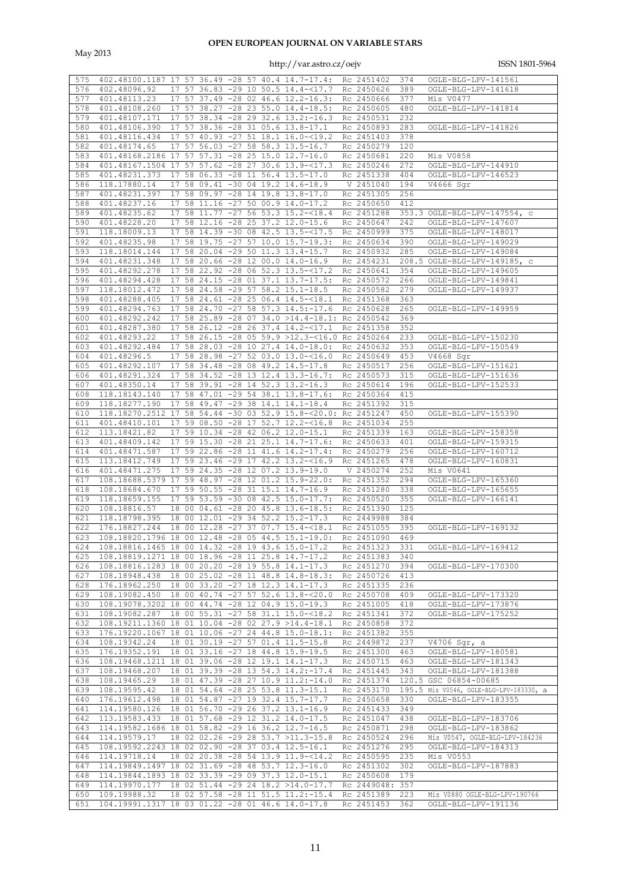| 575 | 402.48100.1187 | 17 57 36.49 | -28 57 40.4 | 14.7-17.4: | Rc | 2451402 | 374 | OGLE-BLG-LPV-141561 |
|---|---|---|---|---|---|---|---|---|
| 576 | 402.48096.92 | 17 57 36.83 | -29 10 50.5 | 14.4-<17.7 | Rc | 2450626 | 389 | OGLE-BLG-LPV-141618 |
| 577 | 401.48113.23 | 17 57 37.49 | -28 02 46.6 | 12.2-16.3: | Rc | 2450666 | 377 | Mis V0477 |
| 578 | 401.48108.260 | 17 57 38.27 | -28 23 55.0 | 14.4-18.5: | Rc | 2450605 | 480 | OGLE-BLG-LPV-141814 |
| 579 | 401.48107.171 | 17 57 38.34 | -28 29 32.6 | 13.2-<16.3 | Rc | 2450531 | 232 | |
| 580 | 401.48106.390 | 17 57 38.36 | -28 31 05.6 | 13.8-17.1 | Rc | 2450893 | 283 | OGLE-BLG-LPV-141826 |
| 581 | 401.48116.434 | 17 57 40.93 | -27 51 18.1 | 16.0-<19.2 | Rc | 2451403 | 378 | |
| 582 | 401.48174.65 | 17 57 56.03 | -27 58 58.3 | 13.5-16.7 | Rc | 2450279 | 120 | |
| 583 | 401.48168.2186 | 17 57 57.31 | -28 25 15.0 | 12.7-16.0 | Rc | 2450681 | 220 | Mis V0858 |
| 584 | 401.48167.1504 | 17 57 57.62 | -28 27 30.6 | 13.9-<17.3 | Rc | 2450246 | 272 | OGLE-BLG-LPV-144910 |
| 585 | 401.48231.373 | 17 58 06.33 | -28 11 56.4 | 13.5-17.0 | Rc | 2451338 | 404 | OGLE-BLG-LPV-146523 |
| 586 | 118.17880.14 | 17 58 09.41 | -30 04 19.2 | 14.6-18.9 | V | 2451040 | 194 | V4666 Sgr |
| 587 | 401.48231.397 | 17 58 09.97 | -28 14 19.8 | 13.8-17.0 | Rc | 2451305 | 256 | |
| 588 | 401.48237.16 | 17 58 11.16 | -27 50 00.9 | 14.0-17.2 | Rc | 2450650 | 412 | |
| 589 | 401.48235.62 | 17 58 11.77 | -27 56 53.3 | 15.2-<18.4 | Rc | 2451288 | 353.3 | OGLE-BLG-LPV-147554, c |
| 590 | 401.48228.20 | 17 58 12.16 | -28 25 37.2 | 12.0-15.6 | Rc | 2450647 | 242 | OGLE-BLG-LPV-147607 |
| 591 | 118.18009.13 | 17 58 14.39 | -30 08 42.5 | 13.5-<17.5 | Rc | 2450999 | 375 | OGLE-BLG-LPV-148017 |
| 592 | 401.48235.98 | 17 58 19.75 | -27 57 10.0 | 15.7-19.3: | Rc | 2450634 | 390 | OGLE-BLG-LPV-149029 |
| 593 | 118.18014.144 | 17 58 20.04 | -29 50 11.3 | 13.4-15.7 | Rc | 2450932 | 285 | OGLE-BLG-LPV-149084 |
| 594 | 401.48231.348 | 17 58 20.66 | -28 12 00.0 | 14.0-16.9 | Rc | 2454231 | 208.5 | OGLE-BLG-LPV-149185, c |
| 595 | 401.48292.278 | 17 58 22.92 | -28 06 52.3 | 13.5-<17.2 | Rc | 2450641 | 354 | OGLE-BLG-LPV-149605 |
| 596 | 401.48294.428 | 17 58 24.15 | -28 01 37.1 | 13.7-17.5: | Rc | 2450572 | 266 | OGLE-BLG-LPV-149841 |
| 597 | 118.18012.472 | 17 58 24.58 | -29 57 58.2 | 15.1-18.5 | Rc | 2450582 | 279 | OGLE-BLG-LPV-149937 |
| 598 | 401.48288.405 | 17 58 24.61 | -28 25 06.4 | 14.5-<18.1 | Rc | 2451368 | 363 | |
| 599 | 401.48294.763 | 17 58 24.70 | -27 58 57.3 | 14.5:-17.6 | Rc | 2450628 | 265 | OGLE-BLG-LPV-149959 |
| 600 | 401.48292.242 | 17 58 25.89 | -28 07 34.0 | >14.4-18.1: | Rc | 2450542 | 369 | |
| 601 | 401.48287.380 | 17 58 26.12 | -28 26 37.4 | 14.2-<17.1 | Rc | 2451358 | 352 | |
| 602 | 401.48293.22 | 17 58 26.15 | -28 05 59.9 | >12.3-<16.0 | Rc | 2450264 | 233 | OGLE-BLG-LPV-150230 |
| 603 | 401.48292.484 | 17 58 28.03 | -28 10 27.4 | 14.0-18.0: | Rc | 2450632 | 353 | OGLE-BLG-LPV-150549 |
| 604 | 401.48296.5 | 17 58 28.98 | -27 52 03.0 | 13.0-<16.0 | Rc | 2450649 | 453 | V4668 Sgr |
| 605 | 401.48292.107 | 17 58 34.48 | -28 08 49.2 | 14.5-17.8 | Rc | 2450517 | 256 | OGLE-BLG-LPV-151621 |
| 606 | 401.48291.324 | 17 58 34.52 | -28 13 12.4 | 13.3-16.7: | Rc | 2450573 | 315 | OGLE-BLG-LPV-151636 |
| 607 | 401.48350.14 | 17 58 39.91 | -28 14 52.3 | 13.2-16.3 | Rc | 2450614 | 196 | OGLE-BLG-LPV-152533 |
| 608 | 118.18143.140 | 17 58 47.01 | -29 54 38.1 | 13.8-17.6: | Rc | 2450364 | 415 | |
| 609 | 118.18277.190 | 17 58 49.47 | -29 38 14.1 | 14.1-18.4 | Rc | 2451392 | 315 | |
| 610 | 118.18270.2512 | 17 58 54.44 | -30 03 52.9 | 15.8-<20.0: | Rc | 2451247 | 450 | OGLE-BLG-LPV-155390 |
| 611 | 401.48410.101 | 17 59 08.50 | -28 17 52.7 | 12.2-<16.8 | Rc | 2451034 | 255 | |
| 612 | 113.18421.82 | 17 59 10.34 | -28 42 06.2 | 12.0-15.1 | Rc | 2451339 | 163 | OGLE-BLG-LPV-158358 |
| 613 | 401.48409.142 | 17 59 15.30 | -28 21 25.1 | 14.7-17.6: | Rc | 2450633 | 401 | OGLE-BLG-LPV-159315 |
| 614 | 401.48471.587 | 17 59 22.86 | -28 11 41.6 | 14.2-17.4: | Rc | 2450279 | 256 | OGLE-BLG-LPV-160712 |
| 615 | 113.18412.749 | 17 59 23.46 | -29 17 42.2 | 13.2-<16.9 | Rc | 2451265 | 478 | OGLE-BLG-LPV-160831 |
| 616 | 401.48471.275 | 17 59 24.35 | -28 12 07.2 | 13.9-19.0 | V | 2450274 | 252 | Mis V0641 |
| 617 | 108.18688.5379 | 17 59 48.97 | -28 12 01.2 | 15.9-22.0: | Rc | 2451352 | 294 | OGLE-BLG-LPV-165360 |
| 618 | 108.18684.670 | 17 59 50.55 | -28 31 15.1 | 14.7-16.9 | Rc | 2451280 | 338 | OGLE-BLG-LPV-165655 |
| 619 | 118.18659.155 | 17 59 53.59 | -30 08 42.5 | 15.0-17.7: | Rc | 2450520 | 355 | OGLE-BLG-LPV-166141 |
| 620 | 108.18816.57 | 18 00 04.61 | -28 20 45.8 | 13.6-18.5: | Rc | 2451390 | 125 | |
| 621 | 118.18798.395 | 18 00 12.01 | -29 34 52.2 | 15.2-17.3 | Rc | 2449988 | 384 | |
| 622 | 176.18827.244 | 18 00 12.28 | -27 37 07.7 | 15.4-<18.1 | Rc | 2451055 | 395 | OGLE-BLG-LPV-169132 |
| 623 | 108.18820.1796 | 18 00 12.48 | -28 05 44.5 | 15.1-19.0: | Rc | 2451090 | 469 | |
| 624 | 108.18816.1465 | 18 00 14.32 | -28 19 43.6 | 15.0-17.2 | Rc | 2451323 | 331 | OGLE-BLG-LPV-169412 |
| 625 | 108.18819.1271 | 18 00 18.96 | -28 11 25.8 | 14.7-17.2 | Rc | 2451383 | 340 | |
| 626 | 108.18816.1283 | 18 00 20.20 | -28 19 55.8 | 14.1-17.3 | Rc | 2451270 | 394 | OGLE-BLG-LPV-170300 |
| 627 | 108.18948.438 | 18 00 25.02 | -28 11 48.8 | 14.8-18.3: | Rc | 2450726 | 413 | |
| 628 | 176.18962.250 | 18 00 33.20 | -27 18 12.3 | 14.1-17.3 | Rc | 2451335 | 236 | |
| 629 | 108.19082.450 | 18 00 40.74 | -27 57 52.6 | 13.8-<20.0 | Rc | 2450708 | 409 | OGLE-BLG-LPV-173320 |
| 630 | 108.19078.3202 | 18 00 44.74 | -28 12 04.9 | 15.0-19.3 | Rc | 2451005 | 418 | OGLE-BLG-LPV-173876 |
| 631 | 108.19082.287 | 18 00 55.31 | -27 58 31.1 | 15.0-<18.2 | Rc | 2451341 | 372 | OGLE-BLG-LPV-175252 |
| 632 | 108.19211.1360 | 18 01 10.04 | -28 02 27.9 | >14.4-18.1 | Rc | 2450858 | 372 | |
| 633 | 176.19220.1067 | 18 01 10.06 | -27 24 44.8 | 15.0-18.1: | Rc | 2451382 | 355 | |
| 634 | 108.19342.24 | 18 01 30.19 | -27 57 01.4 | 11.5-15.8 | Rc | 2449872 | 237 | V4706 Sgr, a |
| 635 | 176.19352.191 | 18 01 33.16 | -27 18 44.8 | 15.9-19.5 | Rc | 2451300 | 463 | OGLE-BLG-LPV-180581 |
| 636 | 108.19468.1211 | 18 01 39.06 | -28 12 19.1 | 14.1-17.3 | Rc | 2450715 | 463 | OGLE-BLG-LPV-181343 |
| 637 | 108.19468.207 | 18 01 39.39 | -28 13 54.3 | 14.2:-17.4 | Rc | 2451445 | 343 | OGLE-BLG-LPV-181388 |
| 638 | 108.19465.29 | 18 01 47.39 | -28 27 10.9 | 11.2:-14.0 | Rc | 2451374 | 120.5 | GSC 06854-00685 |
| 639 | 108.19595.42 | 18 01 54.64 | -28 25 53.8 | 11.3-15.1 | Rc | 2453170 | 195.5 | Mis V0546, OGLE-BLG-LPV-183330, a |
| 640 | 176.19612.498 | 18 01 54.87 | -27 19 32.4 | 15.7-17.7 | Rc | 2450658 | 330 | OGLE-BLG-LPV-183355 |
| 641 | 114.19580.126 | 18 01 56.70 | -29 26 37.2 | 13.1-16.9 | Rc | 2451433 | 349 | |
| 642 | 113.19583.433 | 18 01 57.68 | -29 12 31.2 | 14.0-17.5 | Rc | 2451047 | 438 | OGLE-BLG-LPV-183706 |
| 643 | 114.19582.1686 | 18 01 58.82 | -29 16 36.2 | 12.7-16.5 | Rc | 2450871 | 298 | OGLE-BLG-LPV-183862 |
| 644 | 114.19579.17 | 18 02 02.26 | -29 28 53.7 | >11.3-15.8 | Rc | 2450524 | 296 | Mis V0547, OGLE-BLG-LPV-184236 |
| 645 | 108.19592.2243 | 18 02 02.90 | -28 37 03.4 | 12.5-16.1 | Rc | 2451276 | 295 | OGLE-BLG-LPV-184313 |
| 646 | 114.19718.14 | 18 02 20.38 | -28 54 13.9 | 11.9-<14.2 | Rc | 2450595 | 235 | Mis V0553 |
| 647 | 114.19849.1497 | 18 02 31.69 | -28 48 53.7 | 12.3-16.0 | Rc | 2451302 | 302 | OGLE-BLG-LPV-187883 |
| 648 | 114.19844.1893 | 18 02 33.39 | -29 09 37.3 | 12.0-15.1 | Rc | 2450608 | 179 | |
| 649 | 114.19970.177 | 18 02 51.44 | -29 24 18.2 | >14.0-17.7 | Rc | 2449048: | 357 | |
| 650 | 109.19988.32 | 18 02 57.58 | -28 11 51.5 | 11.2:-15.4 | Rc | 2451389 | 223 | Mis V0880 OGLE-BLG-LPV-190766 |
| 651 | 104.19991.1317 | 18 03 01.22 | -28 01 46.6 | 14.0-17.8 | Rc | 2451453 | 362 | OGLE-BLG-LPV-191136 |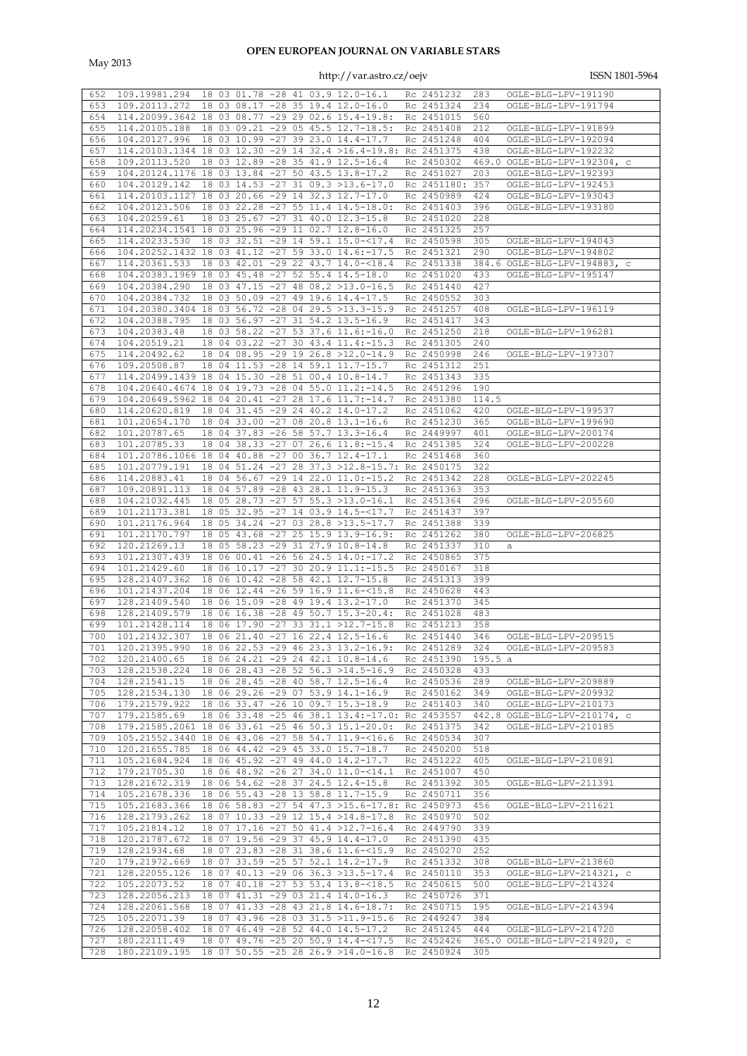| | | | | | | | |
|---|---|---|---|---|---|---|---|
| 652 | 109.19981.294 | 18 03 01.78 -28 41 03.9 | 12.0-16.1 | Rc | 2451232 | 283 | OGLE-BLG-LPV-191190 |
| 653 | 109.20113.272 | 18 03 08.17 -28 35 19.4 | 12.0-16.0 | Rc | 2451324 | 234 | OGLE-BLG-LPV-191794 |
| 654 | 114.20099.3642 | 18 03 08.77 -29 29 02.6 | 15.4-19.8: | Rc | 2451015 | 560 | |
| 655 | 114.20105.188 | 18 03 09.21 -29 05 45.5 | 12.7-18.5: | Rc | 2451408 | 212 | OGLE-BLG-LPV-191899 |
| 656 | 104.20127.996 | 18 03 10.99 -27 39 23.0 | 14.4-17.7 | Rc | 2451248 | 404 | OGLE-BLG-LPV-192094 |
| 657 | 114.20103.1344 | 18 03 12.30 -29 14 32.4 | >16.4-19.8: | Rc | 2451375 | 438 | OGLE-BLG-LPV-192232 |
| 658 | 109.20113.520 | 18 03 12.89 -28 35 41.9 | 12.5-16.4 | Rc | 2450302 | 469.0 | OGLE-BLG-LPV-192304, c |
| 659 | 104.20124.1176 | 18 03 13.84 -27 50 43.5 | 13.8-17.2 | Rc | 2451027 | 203 | OGLE-BLG-LPV-192393 |
| 660 | 104.20129.142 | 18 03 14.53 -27 31 09.3 | >13.6-17.0 | Rc | 2451180: | 357 | OGLE-BLG-LPV-192453 |
| 661 | 114.20103.1127 | 18 03 20.66 -29 14 32.3 | 12.7-17.0 | Rc | 2450989 | 424 | OGLE-BLG-LPV-193043 |
| 662 | 104.20123.506 | 18 03 22.28 -27 55 11.4 | 14.5-18.0: | Rc | 2451403 | 396 | OGLE-BLG-LPV-193180 |
| 663 | 104.20259.61 | 18 03 25.67 -27 31 40.0 | 12.3-15.8 | Rc | 2451020 | 228 | |
| 664 | 114.20234.1541 | 18 03 25.96 -29 11 02.7 | 12.8-16.0 | Rc | 2451325 | 257 | |
| 665 | 114.20233.530 | 18 03 32.51 -29 14 59.1 | 15.0-<17.4 | Rc | 2450598 | 305 | OGLE-BLG-LPV-194043 |
| 666 | 104.20252.1432 | 18 03 41.12 -27 59 33.0 | 14.6:-17.5 | Rc | 2451321 | 290 | OGLE-BLG-LPV-194802 |
| 667 | 114.20361.533 | 18 03 42.01 -29 22 43.7 | 14.0-<18.4 | Rc | 2451338 | 384.6 | OGLE-BLG-LPV-194883, c |
| 668 | 104.20383.1969 | 18 03 45.48 -27 52 55.4 | 14.5-18.0 | Rc | 2451020 | 433 | OGLE-BLG-LPV-195147 |
| 669 | 104.20384.290 | 18 03 47.15 -27 48 08.2 | >13.0-16.5 | Rc | 2451440 | 427 | |
| 670 | 104.20384.732 | 18 03 50.09 -27 49 19.6 | 14.4-17.5 | Rc | 2450552 | 303 | |
| 671 | 104.20380.3404 | 18 03 56.72 -28 04 29.5 | >13.3-15.9 | Rc | 2451257 | 408 | OGLE-BLG-LPV-196119 |
| 672 | 104.20388.795 | 18 03 56.97 -27 31 54.2 | 13.5-16.9 | Rc | 2451417 | 343 | |
| 673 | 104.20383.48 | 18 03 58.22 -27 53 37.6 | 11.6:-16.0 | Rc | 2451250 | 218 | OGLE-BLG-LPV-196281 |
| 674 | 104.20519.21 | 18 04 03.22 -27 30 43.4 | 11.4:-15.3 | Rc | 2451305 | 240 | |
| 675 | 114.20492.62 | 18 04 08.95 -29 19 26.8 | >12.0-14.9 | Rc | 2450998 | 246 | OGLE-BLG-LPV-197307 |
| 676 | 109.20508.87 | 18 04 11.53 -28 14 59.1 | 11.7-15.7 | Rc | 2451312 | 251 | |
| 677 | 114.20499.1439 | 18 04 15.30 -28 51 00.4 | 10.8-14.7 | Rc | 2451343 | 335 | |
| 678 | 104.20640.4674 | 18 04 19.73 -28 04 55.0 | 11.2:-14.5 | Rc | 2451296 | 190 | |
| 679 | 104.20649.5962 | 18 04 20.41 -27 28 17.6 | 11.7:-14.7 | Rc | 2451380 | 114.5 | |
| 680 | 114.20620.819 | 18 04 31.45 -29 24 40.2 | 14.0-17.2 | Rc | 2451062 | 420 | OGLE-BLG-LPV-199537 |
| 681 | 101.20654.170 | 18 04 33.00 -27 08 20.8 | 13.1-16.6 | Rc | 2451230 | 365 | OGLE-BLG-LPV-199690 |
| 682 | 101.20787.65 | 18 04 37.83 -26 58 57.7 | 13.3-16.4 | Rc | 2449997 | 401 | OGLE-BLG-LPV-200174 |
| 683 | 101.20785.33 | 18 04 38.33 -27 07 26.6 | 11.8:-15.4 | Rc | 2451385 | 324 | OGLE-BLG-LPV-200228 |
| 684 | 101.20786.1066 | 18 04 40.88 -27 00 36.7 | 12.4-17.1 | Rc | 2451468 | 360 | |
| 685 | 101.20779.191 | 18 04 51.24 -27 28 37.3 | >12.8-15.7: | Rc | 2450175 | 322 | |
| 686 | 114.20883.41 | 18 04 56.67 -29 14 22.0 | 11.0:-15.2 | Rc | 2451342 | 228 | OGLE-BLG-LPV-202245 |
| 687 | 109.20891.113 | 18 04 57.89 -28 43 28.1 | 11.9-15.3 | Rc | 2451363 | 353 | |
| 688 | 104.21032.445 | 18 05 28.73 -27 57 55.3 | >13.0-16.1 | Rc | 2451364 | 296 | OGLE-BLG-LPV-205560 |
| 689 | 101.21173.381 | 18 05 32.95 -27 14 03.9 | 14.5-<17.7 | Rc | 2451437 | 397 | |
| 690 | 101.21176.964 | 18 05 34.24 -27 03 28.8 | >13.5-17.7 | Rc | 2451388 | 339 | |
| 691 | 101.21170.797 | 18 05 43.68 -27 25 15.9 | 13.9-16.9: | Rc | 2451262 | 380 | OGLE-BLG-LPV-206825 |
| 692 | 120.21269.13 | 18 05 58.23 -29 31 27.9 | 10.8-14.8 | Rc | 2451337 | 310 | a |
| 693 | 101.21307.439 | 18 06 00.41 -26 56 24.5 | 14.0:-17.2 | Rc | 2450865 | 375 | |
| 694 | 101.21429.60 | 18 06 10.17 -27 30 20.9 | 11.1:-15.5 | Rc | 2450167 | 318 | |
| 695 | 128.21407.362 | 18 06 10.42 -28 58 42.1 | 12.7-15.8 | Rc | 2451313 | 399 | |
| 696 | 101.21437.204 | 18 06 12.44 -26 59 16.9 | 11.6-<15.8 | Rc | 2450628 | 443 | |
| 697 | 128.21409.540 | 18 06 15.09 -28 49 19.4 | 13.2-17.0 | Rc | 2451370 | 345 | |
| 698 | 128.21409.579 | 18 06 16.38 -28 49 50.7 | 15.3-20.4: | Rc | 2451028 | 483 | |
| 699 | 101.21428.114 | 18 06 17.90 -27 33 31.1 | >12.7-15.8 | Rc | 2451213 | 358 | |
| 700 | 101.21432.307 | 18 06 21.40 -27 16 22.4 | 12.5-16.6 | Rc | 2451440 | 346 | OGLE-BLG-LPV-209515 |
| 701 | 120.21395.990 | 18 06 22.53 -29 46 23.3 | 13.2-16.9: | Rc | 2451289 | 324 | OGLE-BLG-LPV-209583 |
| 702 | 120.21400.65 | 18 06 24.21 -29 24 42.1 | 10.8-14.6 | Rc | 2451390 | 195.5 | a |
| 703 | 128.21538.224 | 18 06 28.43 -28 52 56.3 | >14.5-16.9 | Rc | 2450328 | 433 | |
| 704 | 128.21541.15 | 18 06 28.45 -28 40 58.7 | 12.5-16.4 | Rc | 2450536 | 289 | OGLE-BLG-LPV-209889 |
| 705 | 128.21534.130 | 18 06 29.26 -29 07 53.9 | 14.1-16.9 | Rc | 2450162 | 349 | OGLE-BLG-LPV-209932 |
| 706 | 179.21579.922 | 18 06 33.47 -26 10 09.7 | 15.3-18.9 | Rc | 2451403 | 340 | OGLE-BLG-LPV-210173 |
| 707 | 179.21585.69 | 18 06 33.48 -25 46 38.1 | 13.4:-17.0: | Rc | 2453557 | 442.8 | OGLE-BLG-LPV-210174, c |
| 708 | 179.21585.2061 | 18 06 33.61 -25 46 50.3 | 15.1-20.0: | Rc | 2451375 | 342 | OGLE-BLG-LPV-210185 |
| 709 | 105.21552.3440 | 18 06 43.06 -27 58 54.7 | 11.9-<16.6 | Rc | 2450534 | 307 | |
| 710 | 120.21655.785 | 18 06 44.42 -29 45 33.0 | 15.7-18.7 | Rc | 2450200 | 518 | |
| 711 | 105.21684.924 | 18 06 45.92 -27 49 44.0 | 14.2-17.7 | Rc | 2451222 | 405 | OGLE-BLG-LPV-210891 |
| 712 | 179.21705.30 | 18 06 48.92 -26 27 34.0 | 11.0-<14.1 | Rc | 2451007 | 450 | |
| 713 | 128.21672.319 | 18 06 54.62 -28 37 24.5 | 12.4-15.8 | Rc | 2451392 | 305 | OGLE-BLG-LPV-211391 |
| 714 | 105.21678.336 | 18 06 55.43 -28 13 58.8 | 11.7-15.9 | Rc | 2450711 | 356 | |
| 715 | 105.21683.366 | 18 06 58.83 -27 54 47.3 | >15.6-17.8: | Rc | 2450973 | 456 | OGLE-BLG-LPV-211621 |
| 716 | 128.21793.262 | 18 07 10.33 -29 12 15.4 | >14.8-17.8 | Rc | 2450970 | 502 | |
| 717 | 105.21814.12 | 18 07 17.16 -27 50 41.4 | >12.7-16.4 | Rc | 2449790 | 339 | |
| 718 | 120.21787.672 | 18 07 19.56 -29 37 45.9 | 14.4-17.0 | Rc | 2451390 | 435 | |
| 719 | 128.21934.68 | 18 07 23.83 -28 31 38.6 | 11.6-<15.9 | Rc | 2450270 | 252 | |
| 720 | 179.21972.669 | 18 07 33.59 -25 57 52.1 | 14.2-17.9 | Rc | 2451332 | 308 | OGLE-BLG-LPV-213860 |
| 721 | 128.22055.126 | 18 07 40.13 -29 06 36.3 | >13.5-17.4 | Rc | 2450110 | 353 | OGLE-BLG-LPV-214321, c |
| 722 | 105.22073.52 | 18 07 40.18 -27 53 53.4 | 13.8-<18.5 | Rc | 2450615 | 500 | OGLE-BLG-LPV-214324 |
| 723 | 128.22056.213 | 18 07 41.31 -29 03 21.4 | 14.0-16.3 | Rc | 2450726 | 371 | |
| 724 | 128.22061.568 | 18 07 41.33 -28 43 21.8 | 14.6-18.7: | Rc | 2450715 | 195 | OGLE-BLG-LPV-214394 |
| 725 | 105.22071.39 | 18 07 43.96 -28 03 31.5 | >11.9-15.6 | Rc | 2449247 | 384 | |
| 726 | 128.22058.402 | 18 07 46.49 -28 52 44.0 | 14.5-17.2 | Rc | 2451245 | 444 | OGLE-BLG-LPV-214720 |
| 727 | 180.22111.49 | 18 07 49.76 -25 20 50.9 | 14.4-<17.5 | Rc | 2452426 | 365.0 | OGLE-BLG-LPV-214920, c |
| 728 | 180.22109.195 | 18 07 50.55 -25 28 26.9 | >14.0-16.8 | Rc | 2450924 | 305 | |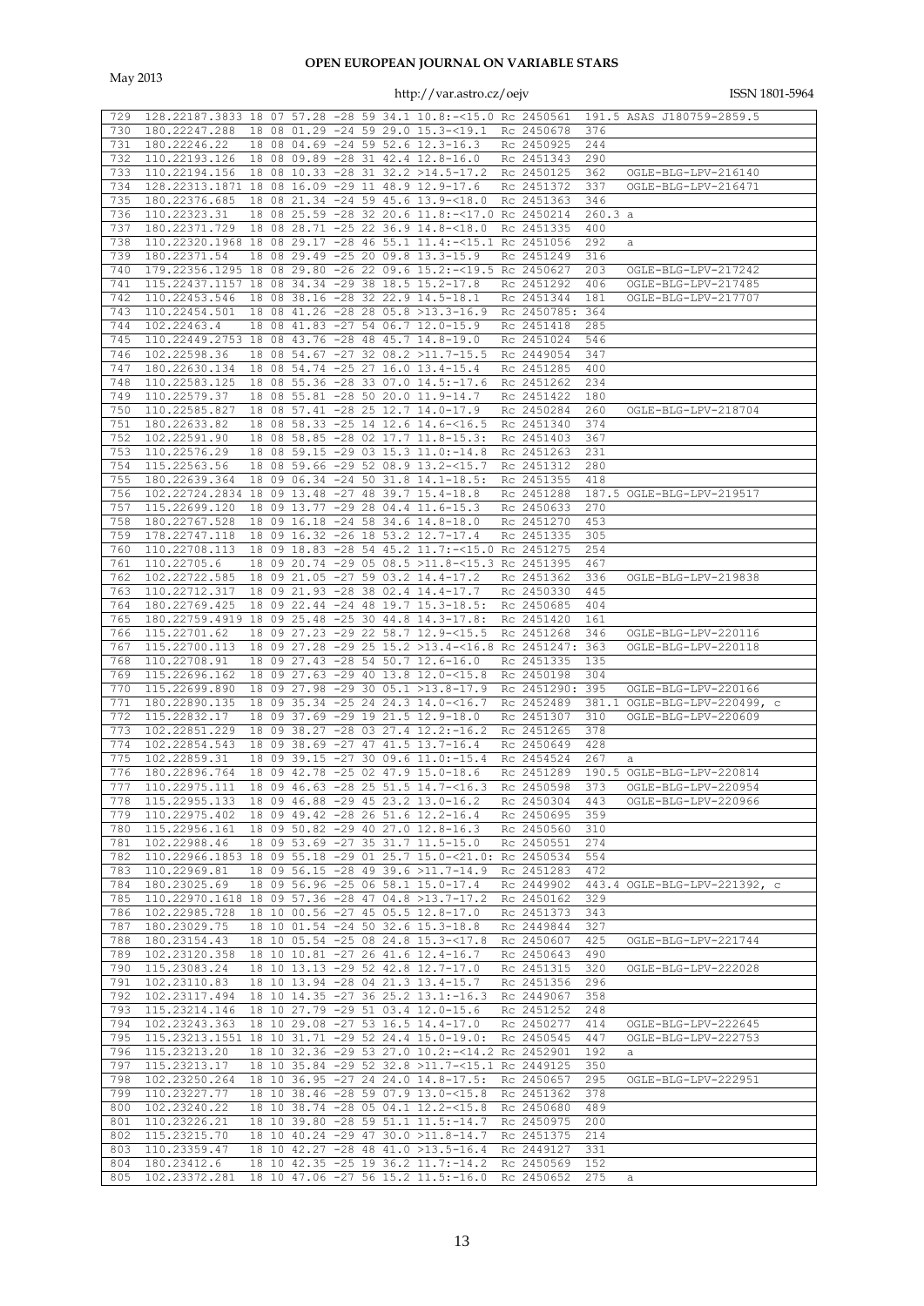| | | | | | | | |
|---|---|---|---|---|---|---|---|
| 729 | 128.22187.3833 | 18 07 57.28 | -28 59 34.1 | 10.8:-<15.0 | Rc 2450561 | 191.5 | ASAS J180759-2859.5 |
| 730 | 180.22247.288 | 18 08 01.29 | -24 59 29.0 | 15.3-<19.1 | Rc 2450678 | 376 | |
| 731 | 180.22246.22 | 18 08 04.69 | -24 59 52.6 | 12.3-16.3 | Rc 2450925 | 244 | |
| 732 | 110.22193.126 | 18 08 09.89 | -28 31 42.4 | 12.8-16.0 | Rc 2451343 | 290 | |
| 733 | 110.22194.156 | 18 08 10.33 | -28 31 32.2 | >14.5-17.2 | Rc 2450125 | 362 | OGLE-BLG-LPV-216140 |
| 734 | 128.22313.1871 | 18 08 16.09 | -29 11 48.9 | 12.9-17.6 | Rc 2451372 | 337 | OGLE-BLG-LPV-216471 |
| 735 | 180.22376.685 | 18 08 21.34 | -24 59 45.6 | 13.9-<18.0 | Rc 2451363 | 346 | |
| 736 | 110.22323.31 | 18 08 25.59 | -28 32 20.6 | 11.8:-<17.0 | Rc 2450214 | 260.3 | a |
| 737 | 180.22371.729 | 18 08 28.71 | -25 22 36.9 | 14.8-<18.0 | Rc 2451335 | 400 | |
| 738 | 110.22320.1968 | 18 08 29.17 | -28 46 55.1 | 11.4:-<15.1 | Rc 2451056 | 292 | a |
| 739 | 180.22371.54 | 18 08 29.49 | -25 20 09.8 | 13.3-15.9 | Rc 2451249 | 316 | |
| 740 | 179.22356.1295 | 18 08 29.80 | -26 22 09.6 | 15.2:-<19.5 | Rc 2450627 | 203 | OGLE-BLG-LPV-217242 |
| 741 | 115.22437.1157 | 18 08 34.34 | -29 38 18.5 | 15.2-17.8 | Rc 2451292 | 406 | OGLE-BLG-LPV-217485 |
| 742 | 110.22453.546 | 18 08 38.16 | -28 32 22.9 | 14.5-18.1 | Rc 2451344 | 181 | OGLE-BLG-LPV-217707 |
| 743 | 110.22454.501 | 18 08 41.26 | -28 28 05.8 | >13.3-16.9 | Rc 2450785: | 364 | |
| 744 | 102.22463.4 | 18 08 41.83 | -27 54 06.7 | 12.0-15.9 | Rc 2451418 | 285 | |
| 745 | 110.22449.2753 | 18 08 43.76 | -28 48 45.7 | 14.8-19.0 | Rc 2451024 | 546 | |
| 746 | 102.22598.36 | 18 08 54.67 | -27 32 08.2 | >11.7-15.5 | Rc 2449054 | 347 | |
| 747 | 180.22630.134 | 18 08 54.74 | -25 27 16.0 | 13.4-15.4 | Rc 2451285 | 400 | |
| 748 | 110.22583.125 | 18 08 55.36 | -28 33 07.0 | 14.5:-17.6 | Rc 2451262 | 234 | |
| 749 | 110.22579.37 | 18 08 55.81 | -28 50 20.0 | 11.9-14.7 | Rc 2451422 | 180 | |
| 750 | 110.22585.827 | 18 08 57.41 | -28 25 12.7 | 14.0-17.9 | Rc 2450284 | 260 | OGLE-BLG-LPV-218704 |
| 751 | 180.22633.82 | 18 08 58.33 | -25 14 12.6 | 14.6-<16.5 | Rc 2451340 | 374 | |
| 752 | 102.22591.90 | 18 08 58.85 | -28 02 17.7 | 11.8-15.3: | Rc 2451403 | 367 | |
| 753 | 110.22576.29 | 18 08 59.15 | -29 03 15.3 | 11.0:-14.8 | Rc 2451263 | 231 | |
| 754 | 115.22563.56 | 18 08 59.66 | -29 52 08.9 | 13.2-<15.7 | Rc 2451312 | 280 | |
| 755 | 180.22639.364 | 18 09 06.34 | -24 50 31.8 | 14.1-18.5: | Rc 2451355 | 418 | |
| 756 | 102.22724.2834 | 18 09 13.48 | -27 48 39.7 | 15.4-18.8 | Rc 2451288 | 187.5 | OGLE-BLG-LPV-219517 |
| 757 | 115.22699.120 | 18 09 13.77 | -29 28 04.4 | 11.6-15.3 | Rc 2450633 | 270 | |
| 758 | 180.22767.528 | 18 09 16.18 | -24 58 34.6 | 14.8-18.0 | Rc 2451270 | 453 | |
| 759 | 178.22747.118 | 18 09 16.32 | -26 18 53.2 | 12.7-17.4 | Rc 2451335 | 305 | |
| 760 | 110.22708.113 | 18 09 18.83 | -28 54 45.2 | 11.7:-<15.0 | Rc 2451275 | 254 | |
| 761 | 110.22705.6 | 18 09 20.74 | -29 05 08.5 | >11.8-<15.3 | Rc 2451395 | 467 | |
| 762 | 102.22722.585 | 18 09 21.05 | -27 59 03.2 | 14.4-17.2 | Rc 2451362 | 336 | OGLE-BLG-LPV-219838 |
| 763 | 110.22712.317 | 18 09 21.93 | -28 38 02.4 | 14.4-17.7 | Rc 2450330 | 445 | |
| 764 | 180.22769.425 | 18 09 22.44 | -24 48 19.7 | 15.3-18.5: | Rc 2450685 | 404 | |
| 765 | 180.22759.4919 | 18 09 25.48 | -25 30 44.8 | 14.3-17.8: | Rc 2451420 | 161 | |
| 766 | 115.22701.62 | 18 09 27.23 | -29 22 58.7 | 12.9-<15.5 | Rc 2451268 | 346 | OGLE-BLG-LPV-220116 |
| 767 | 115.22700.113 | 18 09 27.28 | -29 25 15.2 | >13.4-<16.8 | Rc 2451247: | 363 | OGLE-BLG-LPV-220118 |
| 768 | 110.22708.91 | 18 09 27.43 | -28 54 50.7 | 12.6-16.0 | Rc 2451335 | 135 | |
| 769 | 115.22696.162 | 18 09 27.63 | -29 40 13.8 | 12.0-<15.8 | Rc 2450198 | 304 | |
| 770 | 115.22699.890 | 18 09 27.98 | -29 30 05.1 | >13.8-17.9 | Rc 2451290: | 395 | OGLE-BLG-LPV-220166 |
| 771 | 180.22890.135 | 18 09 35.34 | -25 24 24.3 | 14.0-<16.7 | Rc 2452489 | 381.1 | OGLE-BLG-LPV-220499, c |
| 772 | 115.22832.17 | 18 09 37.69 | -29 19 21.5 | 12.9-18.0 | Rc 2451307 | 310 | OGLE-BLG-LPV-220609 |
| 773 | 102.22851.229 | 18 09 38.27 | -28 03 27.4 | 12.2:-16.2 | Rc 2451265 | 378 | |
| 774 | 102.22854.543 | 18 09 38.69 | -27 47 41.5 | 13.7-16.4 | Rc 2450649 | 428 | |
| 775 | 102.22859.31 | 18 09 39.15 | -27 30 09.6 | 11.0:-15.4 | Rc 2454524 | 267 | a |
| 776 | 180.22896.764 | 18 09 42.78 | -25 02 47.9 | 15.0-18.6 | Rc 2451289 | 190.5 | OGLE-BLG-LPV-220814 |
| 777 | 110.22975.111 | 18 09 46.63 | -28 25 51.5 | 14.7-<16.3 | Rc 2450598 | 373 | OGLE-BLG-LPV-220954 |
| 778 | 115.22955.133 | 18 09 46.88 | -29 45 23.2 | 13.0-16.2 | Rc 2450304 | 443 | OGLE-BLG-LPV-220966 |
| 779 | 110.22975.402 | 18 09 49.42 | -28 26 51.6 | 12.2-16.4 | Rc 2450695 | 359 | |
| 780 | 115.22956.161 | 18 09 50.82 | -29 40 27.0 | 12.8-16.3 | Rc 2450560 | 310 | |
| 781 | 102.22988.46 | 18 09 53.69 | -27 35 31.7 | 11.5-15.0 | Rc 2450551 | 274 | |
| 782 | 110.22966.1853 | 18 09 55.18 | -29 01 25.7 | 15.0-<21.0: | Rc 2450534 | 554 | |
| 783 | 110.22969.81 | 18 09 56.15 | -28 49 39.6 | >11.7-14.9 | Rc 2451283 | 472 | |
| 784 | 180.23025.69 | 18 09 56.96 | -25 06 58.1 | 15.0-17.4 | Rc 2449902 | 443.4 | OGLE-BLG-LPV-221392, c |
| 785 | 110.22970.1618 | 18 09 57.36 | -28 47 04.8 | >13.7-17.2 | Rc 2450162 | 329 | |
| 786 | 102.22985.728 | 18 10 00.56 | -27 45 05.5 | 12.8-17.0 | Rc 2451373 | 343 | |
| 787 | 180.23029.75 | 18 10 01.54 | -24 50 32.6 | 15.3-18.8 | Rc 2449844 | 327 | |
| 788 | 180.23154.43 | 18 10 05.54 | -25 08 24.8 | 15.3-<17.8 | Rc 2450607 | 425 | OGLE-BLG-LPV-221744 |
| 789 | 102.23120.358 | 18 10 10.81 | -27 26 41.6 | 12.4-16.7 | Rc 2450643 | 490 | |
| 790 | 115.23083.24 | 18 10 13.13 | -29 52 42.8 | 12.7-17.0 | Rc 2451315 | 320 | OGLE-BLG-LPV-222028 |
| 791 | 102.23110.83 | 18 10 13.94 | -28 04 21.3 | 13.4-15.7 | Rc 2451356 | 296 | |
| 792 | 102.23117.494 | 18 10 14.35 | -27 36 25.2 | 13.1:-16.3 | Rc 2449067 | 358 | |
| 793 | 115.23214.146 | 18 10 27.79 | -29 51 03.4 | 12.0-15.6 | Rc 2451252 | 248 | |
| 794 | 102.23243.363 | 18 10 29.08 | -27 53 16.5 | 14.4-17.0 | Rc 2450277 | 414 | OGLE-BLG-LPV-222645 |
| 795 | 115.23213.1551 | 18 10 31.71 | -29 52 24.4 | 15.0-19.0: | Rc 2450545 | 447 | OGLE-BLG-LPV-222753 |
| 796 | 115.23213.20 | 18 10 32.36 | -29 53 27.0 | 10.2:-<14.2 | Rc 2452901 | 192 | a |
| 797 | 115.23213.17 | 18 10 35.84 | -29 52 32.8 | >11.7-<15.1 | Rc 2449125 | 350 | |
| 798 | 102.23250.264 | 18 10 36.95 | -27 24 24.0 | 14.8-17.5: | Rc 2450657 | 295 | OGLE-BLG-LPV-222951 |
| 799 | 110.23227.77 | 18 10 38.46 | -28 59 07.9 | 13.0-<15.8 | Rc 2451362 | 378 | |
| 800 | 102.23240.22 | 18 10 38.74 | -28 05 04.1 | 12.2-<15.8 | Rc 2450680 | 489 | |
| 801 | 110.23226.21 | 18 10 39.80 | -28 59 51.1 | 11.5:-14.7 | Rc 2450975 | 200 | |
| 802 | 115.23215.70 | 18 10 40.24 | -29 47 30.0 | >11.8-14.7 | Rc 2451375 | 214 | |
| 803 | 110.23359.47 | 18 10 42.27 | -28 48 41.0 | >13.5-16.4 | Rc 2449127 | 331 | |
| 804 | 180.23412.6 | 18 10 42.35 | -25 19 36.2 | 11.7:-14.2 | Rc 2450569 | 152 | |
| 805 | 102.23372.281 | 18 10 47.06 | -27 56 15.2 | 11.5:-16.0 | Rc 2450652 | 275 | a |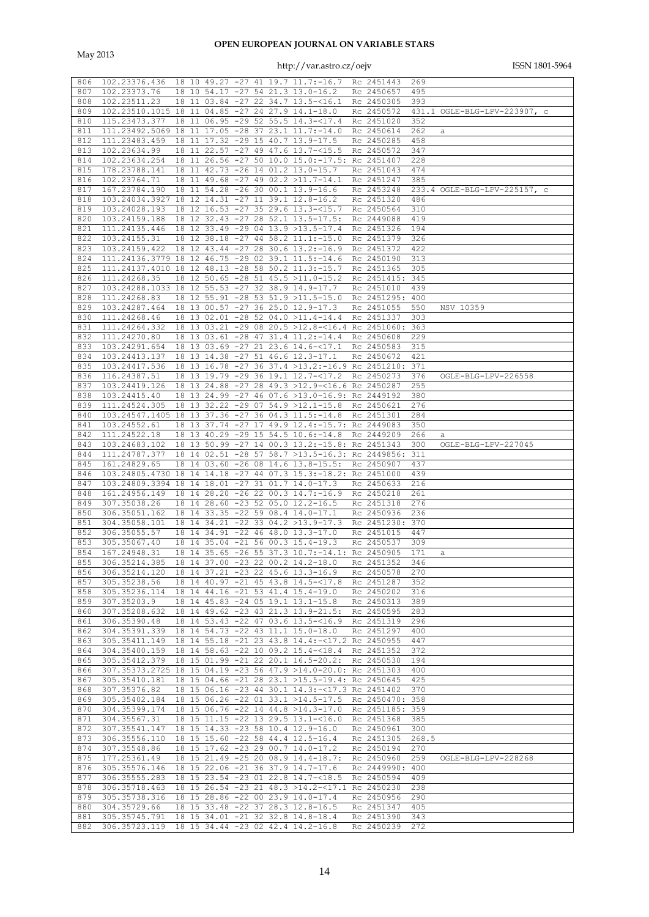| | | | | | | |
|---|---|---|---|---|---|---|
| 806 | 102.23376.436 | 18 10 49.27 -27 41 19.7 | 11.7:-16.7 | Rc 2451443 | 269 | |
| 807 | 102.23373.76 | 18 10 54.17 -27 54 21.3 | 13.0-16.2 | Rc 2450657 | 495 | |
| 808 | 102.23511.23 | 18 11 03.84 -27 22 34.7 | 13.5-<16.1 | Rc 2450305 | 393 | |
| 809 | 102.23510.1015 | 18 11 04.85 -27 24 27.9 | 14.1-18.0 | Rc 2450572 | 431.1 | OGLE-BLG-LPV-223907, c |
| 810 | 115.23473.377 | 18 11 06.95 -29 52 55.5 | 14.3-<17.4 | Rc 2451020 | 352 | |
| 811 | 111.23492.5069 | 18 11 17.05 -28 37 23.1 | 11.7:-14.0 | Rc 2450614 | 262 | a |
| 812 | 111.23483.459 | 18 11 17.32 -29 15 40.7 | 13.9-17.5 | Rc 2450285 | 458 | |
| 813 | 102.23634.99 | 18 11 22.57 -27 49 47.6 | 13.7-<15.5 | Rc 2450572 | 347 | |
| 814 | 102.23634.254 | 18 11 26.56 -27 50 10.0 | 15.0:-17.5: | Rc 2451407 | 228 | |
| 815 | 178.23788.141 | 18 11 42.73 -26 14 01.2 | 13.0-15.7 | Rc 2451043 | 474 | |
| 816 | 102.23764.71 | 18 11 49.68 -27 49 02.2 | >11.7-14.1 | Rc 2451247 | 385 | |
| 817 | 167.23784.190 | 18 11 54.28 -26 30 00.1 | 13.9-16.6 | Rc 2453248 | 233.4 | OGLE-BLG-LPV-225157, c |
| 818 | 103.24034.3927 | 18 12 14.31 -27 11 39.1 | 12.8-16.2 | Rc 2451320 | 486 | |
| 819 | 103.24028.193 | 18 12 16.53 -27 35 29.6 | 13.3-<15.7 | Rc 2450564 | 310 | |
| 820 | 103.24159.188 | 18 12 32.43 -27 28 52.1 | 13.5-17.5: | Rc 2449088 | 419 | |
| 821 | 111.24135.446 | 18 12 33.49 -29 04 13.9 | >13.5-17.4 | Rc 2451326 | 194 | |
| 822 | 103.24155.31 | 18 12 38.18 -27 44 58.2 | 11.1:-15.0 | Rc 2451379 | 326 | |
| 823 | 103.24159.422 | 18 12 43.44 -27 28 30.6 | 13.2:-16.9 | Rc 2451372 | 422 | |
| 824 | 111.24136.3779 | 18 12 46.75 -29 02 39.1 | 11.5:-14.6 | Rc 2450190 | 313 | |
| 825 | 111.24137.4010 | 18 12 48.13 -28 58 50.2 | 11.3:-15.7 | Rc 2451365 | 305 | |
| 826 | 111.24268.35 | 18 12 50.65 -28 51 45.5 | >11.0-15.2 | Rc 2451415: | 345 | |
| 827 | 103.24288.1033 | 18 12 55.53 -27 32 38.9 | 14.9-17.7 | Rc 2451010 | 439 | |
| 828 | 111.24268.83 | 18 12 55.91 -28 53 51.9 | >11.5-15.0 | Rc 2451295: | 400 | |
| 829 | 103.24287.464 | 18 13 00.57 -27 36 25.0 | 12.9-17.3 | Rc 2451055 | 550 | NSV 10359 |
| 830 | 111.24268.46 | 18 13 02.01 -28 52 04.0 | >11.4-14.4 | Rc 2451337 | 303 | |
| 831 | 111.24264.332 | 18 13 03.21 -29 08 20.5 | >12.8-<16.4 | Rc 2451060: | 363 | |
| 832 | 111.24270.80 | 18 13 03.61 -28 47 31.4 | 11.2:-14.4 | Rc 2450608 | 229 | |
| 833 | 103.24291.654 | 18 13 03.69 -27 21 23.6 | 14.6-<17.1 | Rc 2450583 | 315 | |
| 834 | 103.24413.137 | 18 13 14.38 -27 51 46.6 | 12.3-17.1 | Rc 2450672 | 421 | |
| 835 | 103.24417.536 | 18 13 16.78 -27 36 37.4 | >13.2:-16.9 | Rc 2451210: | 371 | |
| 836 | 116.24387.51 | 18 13 19.79 -29 36 19.1 | 12.7-<17.2 | Rc 2450273 | 376 | OGLE-BLG-LPV-226558 |
| 837 | 103.24419.126 | 18 13 24.88 -27 28 49.3 | >12.9-<16.6 | Rc 2450287 | 255 | |
| 838 | 103.24415.40 | 18 13 24.99 -27 46 07.6 | >13.0-16.9: | Rc 2449192 | 380 | |
| 839 | 111.24524.305 | 18 13 32.22 -29 07 54.9 | >12.1-15.8 | Rc 2450621 | 276 | |
| 840 | 103.24547.1405 | 18 13 37.36 -27 36 04.3 | 11.5:-14.8 | Rc 2451301 | 284 | |
| 841 | 103.24552.61 | 18 13 37.74 -27 17 49.9 | 12.4:-15.7: | Rc 2449083 | 350 | |
| 842 | 111.24522.18 | 18 13 40.29 -29 15 54.5 | 10.6:-14.8 | Rc 2449209 | 266 | a |
| 843 | 103.24683.102 | 18 13 50.99 -27 14 00.3 | 13.2:-15.8: | Rc 2451343 | 300 | OGLE-BLG-LPV-227045 |
| 844 | 111.24787.377 | 18 14 02.51 -28 57 58.7 | >13.5-16.3: | Rc 2449856: | 311 | |
| 845 | 161.24829.65 | 18 14 03.60 -26 08 14.6 | 13.8-15.5: | Rc 2450907 | 437 | |
| 846 | 103.24805.4730 | 18 14 14.18 -27 44 07.3 | 15.3:-18.2: | Rc 2451000 | 439 | |
| 847 | 103.24809.3394 | 18 14 18.01 -27 31 01.7 | 14.0-17.3 | Rc 2450633 | 216 | |
| 848 | 161.24956.149 | 18 14 28.20 -26 22 00.3 | 14.7:-16.9 | Rc 2450218 | 261 | |
| 849 | 307.35038.26 | 18 14 28.60 -23 52 05.0 | 12.2-16.5 | Rc 2451318 | 276 | |
| 850 | 306.35051.162 | 18 14 33.35 -22 59 08.4 | 14.0-17.1 | Rc 2450936 | 236 | |
| 851 | 304.35058.101 | 18 14 34.21 -22 33 04.2 | >13.9-17.3 | Rc 2451230: | 370 | |
| 852 | 306.35055.57 | 18 14 34.91 -22 46 48.0 | 13.3-17.0 | Rc 2451015 | 447 | |
| 853 | 305.35067.40 | 18 14 35.04 -21 56 00.3 | 15.4-19.3 | Rc 2450537 | 309 | |
| 854 | 167.24948.31 | 18 14 35.65 -26 55 37.3 | 10.7:-14.1: | Rc 2450905 | 171 | a |
| 855 | 306.35214.385 | 18 14 37.00 -23 22 00.2 | 14.2-18.0 | Rc 2451352 | 346 | |
| 856 | 306.35214.120 | 18 14 37.21 -23 22 45.6 | 13.3-16.9 | Rc 2450578 | 270 | |
| 857 | 305.35238.56 | 18 14 40.97 -21 45 43.8 | 14.5-<17.8 | Rc 2451287 | 352 | |
| 858 | 305.35236.114 | 18 14 44.16 -21 53 41.4 | 15.4-19.0 | Rc 2450202 | 316 | |
| 859 | 307.35203.9 | 18 14 45.83 -24 05 19.1 | 13.1-15.8 | Rc 2450313 | 389 | |
| 860 | 307.35208.632 | 18 14 49.62 -23 43 21.3 | 13.9-21.5: | Rc 2450595 | 283 | |
| 861 | 306.35390.48 | 18 14 53.43 -22 47 03.6 | 13.5-<16.9 | Rc 2451319 | 296 | |
| 862 | 304.35391.339 | 18 14 54.73 -22 43 11.1 | 15.0-18.0 | Rc 2451297 | 400 | |
| 863 | 305.35411.149 | 18 14 55.18 -21 23 43.8 | 14.4:-<17.2 | Rc 2450955 | 447 | |
| 864 | 304.35400.159 | 18 14 58.63 -22 10 09.2 | 15.4-<18.4 | Rc 2451352 | 372 | |
| 865 | 305.35412.379 | 18 15 01.99 -21 22 20.1 | 16.5-20.2: | Rc 2450530 | 194 | |
| 866 | 307.35373.2725 | 18 15 04.19 -23 56 47.9 | >14.0-20.0: | Rc 2451303 | 400 | |
| 867 | 305.35410.181 | 18 15 04.66 -21 28 23.1 | >15.5-19.4: | Rc 2450645 | 425 | |
| 868 | 307.35376.82 | 18 15 06.16 -23 44 30.1 | 14.3:-<17.3 | Rc 2451402 | 370 | |
| 869 | 305.35402.184 | 18 15 06.26 -22 01 33.1 | >14.5-17.5 | Rc 2450470: | 358 | |
| 870 | 304.35399.174 | 18 15 06.76 -22 14 44.8 | >14.3-17.0 | Rc 2451185: | 359 | |
| 871 | 304.35567.31 | 18 15 11.15 -22 13 29.5 | 13.1-<16.0 | Rc 2451368 | 385 | |
| 872 | 307.35541.147 | 18 15 14.33 -23 58 10.4 | 12.9-16.0 | Rc 2450961 | 300 | |
| 873 | 306.35556.110 | 18 15 15.60 -22 58 44.4 | 12.5-16.4 | Rc 2451305 | 268.5 | |
| 874 | 307.35548.86 | 18 15 17.62 -23 29 00.7 | 14.0-17.2 | Rc 2450194 | 270 | |
| 875 | 177.25361.49 | 18 15 21.49 -25 20 08.9 | 14.4-18.7: | Rc 2450960 | 259 | OGLE-BLG-LPV-228268 |
| 876 | 305.35576.146 | 18 15 22.06 -21 36 37.9 | 14.7-17.6 | Rc 2449990: | 400 | |
| 877 | 306.35555.283 | 18 15 23.54 -23 01 22.8 | 14.7-<18.5 | Rc 2450594 | 409 | |
| 878 | 306.35718.463 | 18 15 26.54 -23 21 48.3 | >14.2-<17.1 | Rc 2450230 | 238 | |
| 879 | 305.35738.316 | 18 15 28.86 -22 00 23.9 | 14.0-17.4 | Rc 2450956 | 290 | |
| 880 | 304.35729.66 | 18 15 33.48 -22 37 28.3 | 12.8-16.5 | Rc 2451347 | 405 | |
| 881 | 305.35745.791 | 18 15 34.01 -21 32 32.8 | 14.8-18.4 | Rc 2451390 | 343 | |
| 882 | 306.35723.119 | 18 15 34.44 -23 02 42.4 | 14.2-16.8 | Rc 2450239 | 272 | |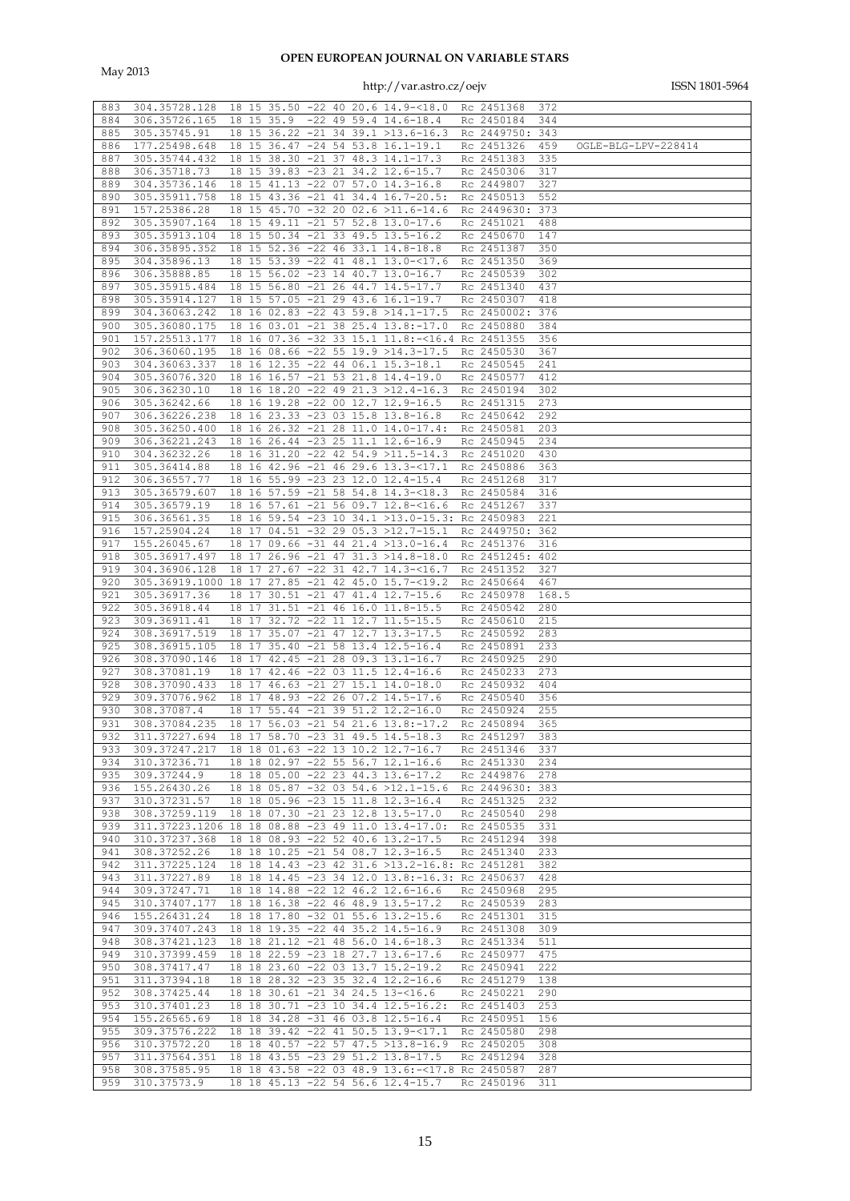| | | | | | | | |
|---|---|---|---|---|---|---|---|
| 883 | 304.35728.128 | 18 15 35.50 -22 40 20.6 | 14.9-<18.0 | Rc | 2451368 | 372 | |
| 884 | 306.35726.165 | 18 15 35.9 -22 49 59.4 | 14.6-18.4 | Rc | 2450184 | 344 | |
| 885 | 305.35745.91 | 18 15 36.22 -21 34 39.1 | >13.6-16.3 | Rc | 2449750: | 343 | |
| 886 | 177.25498.648 | 18 15 36.47 -24 54 53.8 | 16.1-19.1 | Rc | 2451326 | 459 | OGLE-BLG-LPV-228414 |
| 887 | 305.35744.432 | 18 15 38.30 -21 37 48.3 | 14.1-17.3 | Rc | 2451383 | 335 | |
| 888 | 306.35718.73 | 18 15 39.83 -23 21 34.2 | 12.6-15.7 | Rc | 2450306 | 317 | |
| 889 | 304.35736.146 | 18 15 41.13 -22 07 57.0 | 14.3-16.8 | Rc | 2449807 | 327 | |
| 890 | 305.35911.758 | 18 15 43.36 -21 41 34.4 | 16.7-20.5: | Rc | 2450513 | 552 | |
| 891 | 157.25386.28 | 18 15 45.70 -32 20 02.6 | >11.6-14.6 | Rc | 2449630: | 373 | |
| 892 | 305.35907.164 | 18 15 49.11 -21 57 52.8 | 13.0-17.6 | Rc | 2451021 | 488 | |
| 893 | 305.35913.104 | 18 15 50.34 -21 33 49.5 | 13.5-16.2 | Rc | 2450670 | 147 | |
| 894 | 306.35895.352 | 18 15 52.36 -22 46 33.1 | 14.8-18.8 | Rc | 2451387 | 350 | |
| 895 | 304.35896.13 | 18 15 53.39 -22 41 48.1 | 13.0-<17.6 | Rc | 2451350 | 369 | |
| 896 | 306.35888.85 | 18 15 56.02 -23 14 40.7 | 13.0-16.7 | Rc | 2450539 | 302 | |
| 897 | 305.35915.484 | 18 15 56.80 -21 26 44.7 | 14.5-17.7 | Rc | 2451340 | 437 | |
| 898 | 305.35914.127 | 18 15 57.05 -21 29 43.6 | 16.1-19.7 | Rc | 2450307 | 418 | |
| 899 | 304.36063.242 | 18 16 02.83 -22 43 59.8 | >14.1-17.5 | Rc | 2450002: | 376 | |
| 900 | 305.36080.175 | 18 16 03.01 -21 38 25.4 | 13.8:-17.0 | Rc | 2450880 | 384 | |
| 901 | 157.25513.177 | 18 16 07.36 -32 33 15.1 | 11.8:-<16.4 | Rc | 2451355 | 356 | |
| 902 | 306.36060.195 | 18 16 08.66 -22 55 19.9 | >14.3-17.5 | Rc | 2450530 | 367 | |
| 903 | 304.36063.337 | 18 16 12.35 -22 44 06.1 | 15.3-18.1 | Rc | 2450545 | 241 | |
| 904 | 305.36076.320 | 18 16 16.57 -21 53 21.8 | 14.4-19.0 | Rc | 2450577 | 412 | |
| 905 | 306.36230.10 | 18 16 18.20 -22 49 21.3 | >12.4-16.3 | Rc | 2450194 | 302 | |
| 906 | 305.36242.66 | 18 16 19.28 -22 00 12.7 | 12.9-16.5 | Rc | 2451315 | 273 | |
| 907 | 306.36226.238 | 18 16 23.33 -23 03 15.8 | 13.8-16.8 | Rc | 2450642 | 292 | |
| 908 | 305.36250.400 | 18 16 26.32 -21 28 11.0 | 14.0-17.4: | Rc | 2450581 | 203 | |
| 909 | 306.36221.243 | 18 16 26.44 -23 25 11.1 | 12.6-16.9 | Rc | 2450945 | 234 | |
| 910 | 304.36232.26 | 18 16 31.20 -22 42 54.9 | >11.5-14.3 | Rc | 2451020 | 430 | |
| 911 | 305.36414.88 | 18 16 42.96 -21 46 29.6 | 13.3-<17.1 | Rc | 2450886 | 363 | |
| 912 | 306.36557.77 | 18 16 55.99 -23 23 12.0 | 12.4-15.4 | Rc | 2451268 | 317 | |
| 913 | 305.36579.607 | 18 16 57.59 -21 58 54.8 | 14.3-<18.3 | Rc | 2450584 | 316 | |
| 914 | 305.36579.19 | 18 16 57.61 -21 56 09.7 | 12.8-<16.6 | Rc | 2451267 | 337 | |
| 915 | 306.36561.35 | 18 16 59.54 -23 10 34.1 | >13.0-15.3: | Rc | 2450983 | 221 | |
| 916 | 157.25904.24 | 18 17 04.51 -32 29 05.3 | >12.7-15.1 | Rc | 2449750: | 362 | |
| 917 | 155.26045.67 | 18 17 09.66 -31 44 21.4 | >13.0-16.4 | Rc | 2451376 | 316 | |
| 918 | 305.36917.497 | 18 17 26.96 -21 47 31.3 | >14.8-18.0 | Rc | 2451245: | 402 | |
| 919 | 304.36906.128 | 18 17 27.67 -22 31 42.7 | 14.3-<16.7 | Rc | 2451352 | 327 | |
| 920 | 305.36919.1000 | 18 17 27.85 -21 42 45.0 | 15.7-<19.2 | Rc | 2450664 | 467 | |
| 921 | 305.36917.36 | 18 17 30.51 -21 47 41.4 | 12.7-15.6 | Rc | 2450978 | 168.5 | |
| 922 | 305.36918.44 | 18 17 31.51 -21 46 16.0 | 11.8-15.5 | Rc | 2450542 | 280 | |
| 923 | 309.36911.41 | 18 17 32.72 -22 11 12.7 | 11.5-15.5 | Rc | 2450610 | 215 | |
| 924 | 308.36917.519 | 18 17 35.07 -21 47 12.7 | 13.3-17.5 | Rc | 2450592 | 283 | |
| 925 | 308.36915.105 | 18 17 35.40 -21 58 13.4 | 12.5-16.4 | Rc | 2450891 | 233 | |
| 926 | 308.37090.146 | 18 17 42.45 -21 28 09.3 | 13.1-16.7 | Rc | 2450925 | 290 | |
| 927 | 308.37081.19 | 18 17 42.46 -22 03 11.5 | 12.4-16.6 | Rc | 2450233 | 273 | |
| 928 | 308.37090.433 | 18 17 46.63 -21 27 15.1 | 14.0-18.0 | Rc | 2450932 | 404 | |
| 929 | 309.37076.962 | 18 17 48.93 -22 26 07.2 | 14.5-17.6 | Rc | 2450540 | 356 | |
| 930 | 308.37087.4 | 18 17 55.44 -21 39 51.2 | 12.2-16.0 | Rc | 2450924 | 255 | |
| 931 | 308.37084.235 | 18 17 56.03 -21 54 21.6 | 13.8:-17.2 | Rc | 2450894 | 365 | |
| 932 | 311.37227.694 | 18 17 58.70 -23 31 49.5 | 14.5-18.3 | Rc | 2451297 | 383 | |
| 933 | 309.37247.217 | 18 18 01.63 -22 13 10.2 | 12.7-16.7 | Rc | 2451346 | 337 | |
| 934 | 310.37236.71 | 18 18 02.97 -22 55 56.7 | 12.1-16.6 | Rc | 2451330 | 234 | |
| 935 | 309.37244.9 | 18 18 05.00 -22 23 44.3 | 13.6-17.2 | Rc | 2449876 | 278 | |
| 936 | 155.26430.26 | 18 18 05.87 -32 03 54.6 | >12.1-15.6 | Rc | 2449630: | 383 | |
| 937 | 310.37231.57 | 18 18 05.96 -23 15 11.8 | 12.3-16.4 | Rc | 2451325 | 232 | |
| 938 | 308.37259.119 | 18 18 07.30 -21 23 12.8 | 13.5-17.0 | Rc | 2450540 | 298 | |
| 939 | 311.37223.1206 | 18 18 08.88 -23 49 11.0 | 13.4-17.0: | Rc | 2450535 | 331 | |
| 940 | 310.37237.368 | 18 18 08.93 -22 52 40.6 | 13.2-17.5 | Rc | 2451294 | 398 | |
| 941 | 308.37252.26 | 18 18 10.25 -21 54 08.7 | 12.3-16.5 | Rc | 2451340 | 233 | |
| 942 | 311.37225.124 | 18 18 14.43 -23 42 31.6 | >13.2-16.8: | Rc | 2451281 | 382 | |
| 943 | 311.37227.89 | 18 18 14.45 -23 34 12.0 | 13.8:-16.3: | Rc | 2450637 | 428 | |
| 944 | 309.37247.71 | 18 18 14.88 -22 12 46.2 | 12.6-16.6 | Rc | 2450968 | 295 | |
| 945 | 310.37407.177 | 18 18 16.38 -22 46 48.9 | 13.5-17.2 | Rc | 2450539 | 283 | |
| 946 | 155.26431.24 | 18 18 17.80 -32 01 55.6 | 13.2-15.6 | Rc | 2451301 | 315 | |
| 947 | 309.37407.243 | 18 18 19.35 -22 44 35.2 | 14.5-16.9 | Rc | 2451308 | 309 | |
| 948 | 308.37421.123 | 18 18 21.12 -21 48 56.0 | 14.6-18.3 | Rc | 2451334 | 511 | |
| 949 | 310.37399.459 | 18 18 22.59 -23 18 27.7 | 13.6-17.6 | Rc | 2450977 | 475 | |
| 950 | 308.37417.47 | 18 18 23.60 -22 03 13.7 | 15.2-19.2 | Rc | 2450941 | 222 | |
| 951 | 311.37394.18 | 18 18 28.32 -23 35 32.4 | 12.2-16.6 | Rc | 2451279 | 138 | |
| 952 | 308.37425.44 | 18 18 30.61 -21 34 24.5 | 13-<16.6 | Rc | 2450221 | 290 | |
| 953 | 310.37401.23 | 18 18 30.71 -23 10 34.4 | 12.5-16.2: | Rc | 2451403 | 253 | |
| 954 | 155.26565.69 | 18 18 34.28 -31 46 03.8 | 12.5-16.4 | Rc | 2450951 | 156 | |
| 955 | 309.37576.222 | 18 18 39.42 -22 41 50.5 | 13.9-<17.1 | Rc | 2450580 | 298 | |
| 956 | 310.37572.20 | 18 18 40.57 -22 57 47.5 | >13.8-16.9 | Rc | 2450205 | 308 | |
| 957 | 311.37564.351 | 18 18 43.55 -23 29 51.2 | 13.8-17.5 | Rc | 2451294 | 328 | |
| 958 | 308.37585.95 | 18 18 43.58 -22 03 48.9 | 13.6:-<17.8 | Rc | 2450587 | 287 | |
| 959 | 310.37573.9 | 18 18 45.13 -22 54 56.6 | 12.4-15.7 | Rc | 2450196 | 311 | |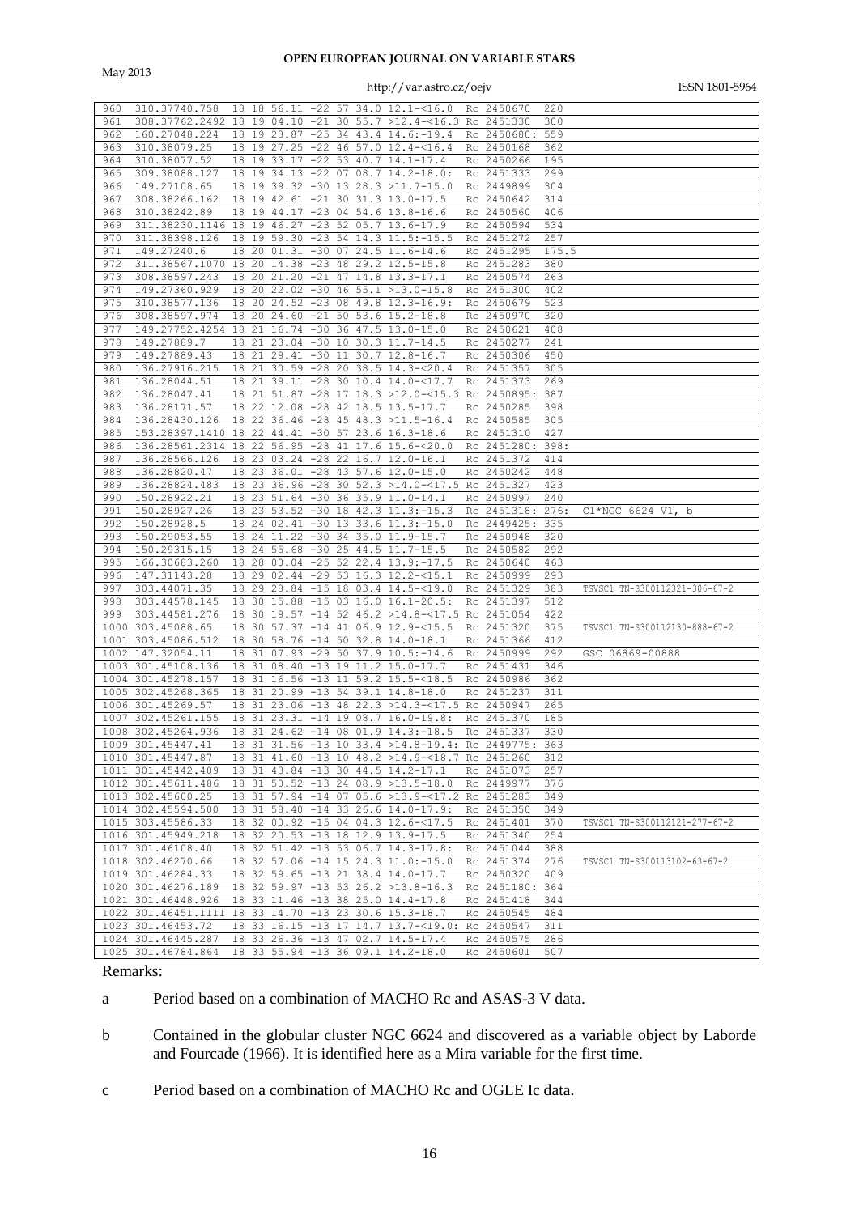| | | | | | | | |
|---|---|---|---|---|---|---|---|
| 960 | 310.37740.758 | 18 18 56.11 -22 57 34.0 | 12.1-<16.0 | Rc | 2450670 | 220 | |
| 961 | 308.37762.2492 | 18 19 04.10 -21 30 55.7 | >12.4-<16.3 | Rc | 2451330 | 300 | |
| 962 | 160.27048.224 | 18 19 23.87 -25 34 43.4 | 14.6:-19.4 | Rc | 2450680: | 559 | |
| 963 | 310.38079.25 | 18 19 27.25 -22 46 57.0 | 12.4-<16.4 | Rc | 2450168 | 362 | |
| 964 | 310.38077.52 | 18 19 33.17 -22 53 40.7 | 14.1-17.4 | Rc | 2450266 | 195 | |
| 965 | 309.38088.127 | 18 19 34.13 -22 07 08.7 | 14.2-18.0: | Rc | 2451333 | 299 | |
| 966 | 149.27108.65 | 18 19 39.32 -30 13 28.3 | >11.7-15.0 | Rc | 2449899 | 304 | |
| 967 | 308.38266.162 | 18 19 42.61 -21 30 31.3 | 13.0-17.5 | Rc | 2450642 | 314 | |
| 968 | 310.38242.89 | 18 19 44.17 -23 04 54.6 | 13.8-16.6 | Rc | 2450560 | 406 | |
| 969 | 311.38230.1146 | 18 19 46.27 -23 52 05.7 | 13.6-17.9 | Rc | 2450594 | 534 | |
| 970 | 311.38398.126 | 18 19 59.30 -23 54 14.3 | 11.5:-15.5 | Rc | 2451272 | 257 | |
| 971 | 149.27240.6 | 18 20 01.31 -30 07 24.5 | 11.6-14.6 | Rc | 2451295 | 175.5 | |
| 972 | 311.38567.1070 | 18 20 14.38 -23 48 29.2 | 12.5-15.8 | Rc | 2451283 | 380 | |
| 973 | 308.38597.243 | 18 20 21.20 -21 47 14.8 | 13.3-17.1 | Rc | 2450574 | 263 | |
| 974 | 149.27360.929 | 18 20 22.02 -30 46 55.1 | >13.0-15.8 | Rc | 2451300 | 402 | |
| 975 | 310.38577.136 | 18 20 24.52 -23 08 49.8 | 12.3-16.9: | Rc | 2450679 | 523 | |
| 976 | 308.38597.974 | 18 20 24.60 -21 50 53.6 | 15.2-18.8 | Rc | 2450970 | 320 | |
| 977 | 149.27752.4254 | 18 21 16.74 -30 36 47.5 | 13.0-15.0 | Rc | 2450621 | 408 | |
| 978 | 149.27889.7 | 18 21 23.04 -30 10 30.3 | 11.7-14.5 | Rc | 2450277 | 241 | |
| 979 | 149.27889.43 | 18 21 29.41 -30 11 30.7 | 12.8-16.7 | Rc | 2450306 | 450 | |
| 980 | 136.27916.215 | 18 21 30.59 -28 20 38.5 | 14.3-<20.4 | Rc | 2451357 | 305 | |
| 981 | 136.28044.51 | 18 21 39.11 -28 30 10.4 | 14.0-<17.7 | Rc | 2451373 | 269 | |
| 982 | 136.28047.41 | 18 21 51.87 -28 17 18.3 | >12.0-<15.3 | Rc | 2450895: | 387 | |
| 983 | 136.28171.57 | 18 22 12.08 -28 42 18.5 | 13.5-17.7 | Rc | 2450285 | 398 | |
| 984 | 136.28430.126 | 18 22 36.46 -28 45 48.3 | >11.5-16.4 | Rc | 2450585 | 305 | |
| 985 | 153.28397.1410 | 18 22 44.41 -30 57 23.6 | 16.3-18.6 | Rc | 2451310 | 427 | |
| 986 | 136.28561.2314 | 18 22 56.95 -28 41 17.6 | 15.6-<20.0 | Rc | 2451280: | 398: | |
| 987 | 136.28566.126 | 18 23 03.24 -28 22 16.7 | 12.0-16.1 | Rc | 2451372 | 414 | |
| 988 | 136.28820.47 | 18 23 36.01 -28 43 57.6 | 12.0-15.0 | Rc | 2450242 | 448 | |
| 989 | 136.28824.483 | 18 23 36.96 -28 30 52.3 | >14.0-<17.5 | Rc | 2451327 | 423 | |
| 990 | 150.28922.21 | 18 23 51.64 -30 36 35.9 | 11.0-14.1 | Rc | 2450997 | 240 | |
| 991 | 150.28927.26 | 18 23 53.52 -30 18 42.3 | 11.3:-15.3 | Rc | 2451318: | 276: | Cl*NGC 6624 V1, b |
| 992 | 150.28928.5 | 18 24 02.41 -30 13 33.6 | 11.3:-15.0 | Rc | 2449425: | 335 | |
| 993 | 150.29053.55 | 18 24 11.22 -30 34 35.0 | 11.9-15.7 | Rc | 2450948 | 320 | |
| 994 | 150.29315.15 | 18 24 55.68 -30 25 44.5 | 11.7-15.5 | Rc | 2450582 | 292 | |
| 995 | 166.30683.260 | 18 28 00.04 -25 52 22.4 | 13.9:-17.5 | Rc | 2450640 | 463 | |
| 996 | 147.31143.28 | 18 29 02.44 -29 53 16.3 | 12.2-<15.1 | Rc | 2450999 | 293 | |
| 997 | 303.44071.35 | 18 29 28.84 -15 18 03.4 | 14.5-<19.0 | Rc | 2451329 | 383 | TSVSC1 TN-S300112321-306-67-2 |
| 998 | 303.44578.145 | 18 30 15.88 -15 03 16.0 | 16.1-20.5: | Rc | 2451397 | 512 | |
| 999 | 303.44581.276 | 18 30 19.57 -14 52 46.2 | >14.8-<17.5 | Rc | 2451054 | 422 | |
| 1000 | 303.45088.65 | 18 30 57.37 -14 41 06.9 | 12.9-<15.5 | Rc | 2451320 | 375 | TSVSC1 TN-S300112130-888-67-2 |
| 1001 | 303.45086.512 | 18 30 58.76 -14 10 32.8 | 14.0-18.1 | Rc | 2451366 | 412 | |
| 1002 | 147.32054.11 | 18 31 07.93 -29 50 37.9 | 10.5:-14.6 | Rc | 2450999 | 292 | GSC 06869-00888 |
| 1003 | 301.45108.136 | 18 31 08.40 -13 19 11.2 | 15.0-17.7 | Rc | 2451431 | 346 | |
| 1004 | 301.45278.157 | 18 31 16.56 -13 11 59.2 | 15.5-<18.5 | Rc | 2450986 | 362 | |
| 1005 | 302.45268.365 | 18 31 20.99 -13 54 39.1 | 14.8-18.0 | Rc | 2451237 | 311 | |
| 1006 | 301.45269.57 | 18 31 23.06 -13 48 22.3 | >14.3-<17.5 | Rc | 2450947 | 265 | |
| 1007 | 302.45261.155 | 18 31 23.31 -14 19 08.7 | 16.0-19.8: | Rc | 2451370 | 185 | |
| 1008 | 302.45264.936 | 18 31 24.62 -14 08 01.9 | 14.3:-18.5 | Rc | 2451337 | 330 | |
| 1009 | 301.45447.41 | 18 31 31.56 -13 10 33.4 | >14.8-19.4: | Rc | 2449775: | 363 | |
| 1010 | 301.45447.87 | 18 31 41.60 -13 10 48.2 | >14.9-<18.7 | Rc | 2451260 | 312 | |
| 1011 | 301.45442.409 | 18 31 43.84 -13 30 44.5 | 14.2-17.1 | Rc | 2451073 | 257 | |
| 1012 | 301.45611.486 | 18 31 50.52 -13 24 08.9 | >13.5-18.0 | Rc | 2449977 | 376 | |
| 1013 | 302.45600.25 | 18 31 57.94 -14 07 05.6 | >13.9-<17.2 | Rc | 2451283 | 349 | |
| 1014 | 302.45594.500 | 18 31 58.40 -14 33 26.6 | 14.0-17.9: | Rc | 2451350 | 349 | |
| 1015 | 303.45586.33 | 18 32 00.92 -15 04 04.3 | 12.6-<17.5 | Rc | 2451401 | 370 | TSVSC1 TN-S300112121-277-67-2 |
| 1016 | 301.45949.218 | 18 32 20.53 -13 18 12.9 | 13.9-17.5 | Rc | 2451340 | 254 | |
| 1017 | 301.46108.40 | 18 32 51.42 -13 53 06.7 | 14.3-17.8: | Rc | 2451044 | 388 | |
| 1018 | 302.46270.66 | 18 32 57.06 -14 15 24.3 | 11.0:-15.0 | Rc | 2451374 | 276 | TSVSC1 TN-S300113102-63-67-2 |
| 1019 | 301.46284.33 | 18 32 59.65 -13 21 38.4 | 14.0-17.7 | Rc | 2450320 | 409 | |
| 1020 | 301.46276.189 | 18 32 59.97 -13 53 26.2 | >13.8-16.3 | Rc | 2451180: | 364 | |
| 1021 | 301.46448.926 | 18 33 11.46 -13 38 25.0 | 14.4-17.8 | Rc | 2451418 | 344 | |
| 1022 | 301.46451.1111 | 18 33 14.70 -13 23 30.6 | 15.3-18.7 | Rc | 2450545 | 484 | |
| 1023 | 301.46453.72 | 18 33 16.15 -13 17 14.7 | 13.7-<19.0: | Rc | 2450547 | 311 | |
| 1024 | 301.46445.287 | 18 33 26.36 -13 47 02.7 | 14.5-17.4 | Rc | 2450575 | 286 | |
| 1025 | 301.46784.864 | 18 33 55.94 -13 36 09.1 | 14.2-18.0 | Rc | 2450601 | 507 | |

Remarks:

a Period based on a combination of MACHO Rc and ASAS-3 V data.

b Contained in the globular cluster NGC 6624 and discovered as a variable object by Laborde and Fourcade (1966). It is identified here as a Mira variable for the first time.

c Period based on a combination of MACHO Rc and OGLE Ic data.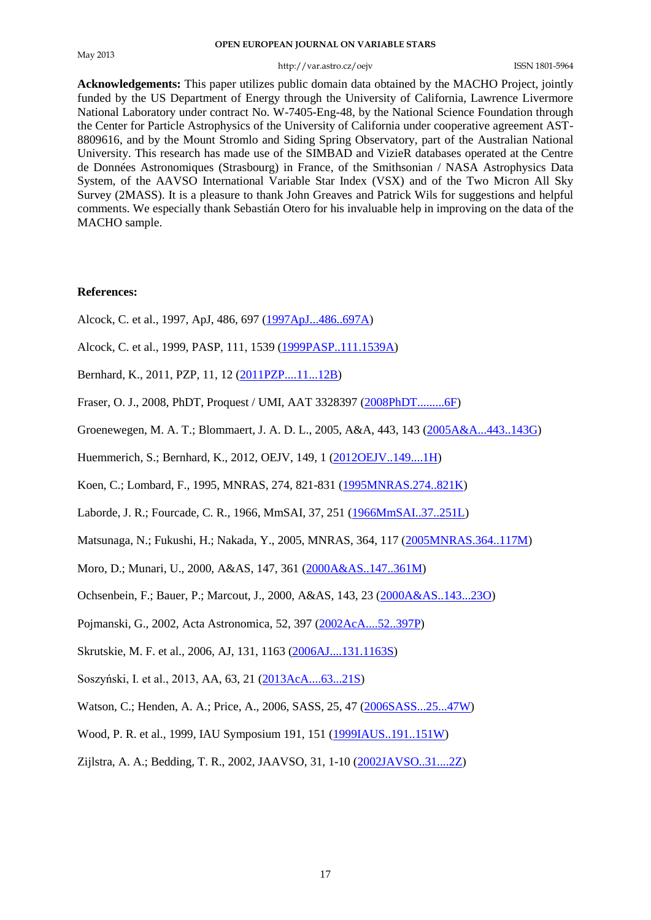**Acknowledgements:** This paper utilizes public domain data obtained by the MACHO Project, jointly funded by the US Department of Energy through the University of California, Lawrence Livermore National Laboratory under contract No. W-7405-Eng-48, by the National Science Foundation through the Center for Particle Astrophysics of the University of California under cooperative agreement AST-8809616, and by the Mount Stromlo and Siding Spring Observatory, part of the Australian National University. This research has made use of the SIMBAD and VizieR databases operated at the Centre de Données Astronomiques (Strasbourg) in France, of the Smithsonian / NASA Astrophysics Data System, of the AAVSO International Variable Star Index (VSX) and of the Two Micron All Sky Survey (2MASS). It is a pleasure to thank John Greaves and Patrick Wils for suggestions and helpful comments. We especially thank Sebastián Otero for his invaluable help in improving on the data of the MACHO sample.

**References:**

Alcock, C. et al., 1997, ApJ, 486, 697 (1997ApJ...486..697A)

Alcock, C. et al., 1999, PASP, 111, 1539 (1999PASP..111.1539A)

Bernhard, K., 2011, PZP, 11, 12 (2011PZP....11...12B)

Fraser, O. J., 2008, PhDT, Proquest / UMI, AAT 3328397 (2008PhDT.........6F)

Groenewegen, M. A. T.; Blommaert, J. A. D. L., 2005, A&A, 443, 143 (2005A&A...443..143G)

Huemmerich, S.; Bernhard, K., 2012, OEJV, 149, 1 (2012OEJV..149....1H)

Koen, C.; Lombard, F., 1995, MNRAS, 274, 821-831 (1995MNRAS.274..821K)

Laborde, J. R.; Fourcade, C. R., 1966, MmSAI, 37, 251 (1966MmSAI..37..251L)

Matsunaga, N.; Fukushi, H.; Nakada, Y., 2005, MNRAS, 364, 117 (2005MNRAS.364..117M)

Moro, D.; Munari, U., 2000, A&AS, 147, 361 (2000A&AS..147..361M)

Ochsenbein, F.; Bauer, P.; Marcout, J., 2000, A&AS, 143, 23 (2000A&AS..143...23O)

Pojmanski, G., 2002, Acta Astronomica, 52, 397 (2002AcA....52..397P)

Skrutskie, M. F. et al., 2006, AJ, 131, 1163 (2006AJ....131.1163S)

Soszyński, I. et al., 2013, AA, 63, 21 (2013AcA....63...21S)

Watson, C.; Henden, A. A.; Price, A., 2006, SASS, 25, 47 (2006SASS...25...47W)

Wood, P. R. et al., 1999, IAU Symposium 191, 151 (1999IAUS..191..151W)

Zijlstra, A. A.; Bedding, T. R., 2002, JAAVSO, 31, 1-10 (2002JAVSO..31....2Z)